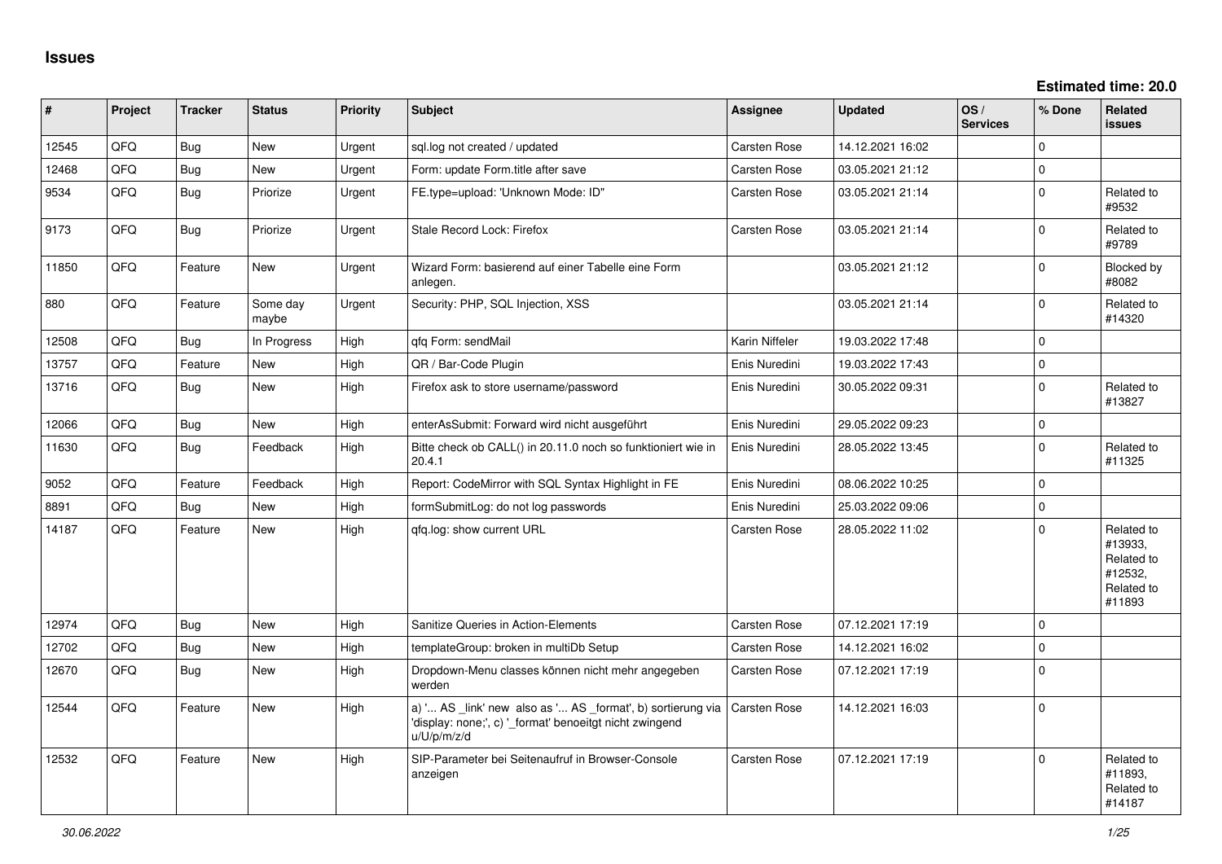# Issues

**Estimated time: 20.0**

| # | Project | Tracker | Status | Priority | Subject | Assignee | Updated | OS / Services | % Done | Related issues |
|---|---|---|---|---|---|---|---|---|---|---|
| 12545 | QFQ | Bug | New | Urgent | sql.log not created / updated | Carsten Rose | 14.12.2021 16:02 | | 0 | |
| 12468 | QFQ | Bug | New | Urgent | Form: update Form.title after save | Carsten Rose | 03.05.2021 21:12 | | 0 | |
| 9534 | QFQ | Bug | Priorize | Urgent | FE.type=upload: 'Unknown Mode: ID" | Carsten Rose | 03.05.2021 21:14 | | 0 | Related to #9532 |
| 9173 | QFQ | Bug | Priorize | Urgent | Stale Record Lock: Firefox | Carsten Rose | 03.05.2021 21:14 | | 0 | Related to #9789 |
| 11850 | QFQ | Feature | New | Urgent | Wizard Form: basierend auf einer Tabelle eine Form anlegen. | | 03.05.2021 21:12 | | 0 | Blocked by #8082 |
| 880 | QFQ | Feature | Some day maybe | Urgent | Security: PHP, SQL Injection, XSS | | 03.05.2021 21:14 | | 0 | Related to #14320 |
| 12508 | QFQ | Bug | In Progress | High | qfq Form: sendMail | Karin Niffeler | 19.03.2022 17:48 | | 0 | |
| 13757 | QFQ | Feature | New | High | QR / Bar-Code Plugin | Enis Nuredini | 19.03.2022 17:43 | | 0 | |
| 13716 | QFQ | Bug | New | High | Firefox ask to store username/password | Enis Nuredini | 30.05.2022 09:31 | | 0 | Related to #13827 |
| 12066 | QFQ | Bug | New | High | enterAsSubmit: Forward wird nicht ausgeführt | Enis Nuredini | 29.05.2022 09:23 | | 0 | |
| 11630 | QFQ | Bug | Feedback | High | Bitte check ob CALL() in 20.11.0 noch so funktioniert wie in 20.4.1 | Enis Nuredini | 28.05.2022 13:45 | | 0 | Related to #11325 |
| 9052 | QFQ | Feature | Feedback | High | Report: CodeMirror with SQL Syntax Highlight in FE | Enis Nuredini | 08.06.2022 10:25 | | 0 | |
| 8891 | QFQ | Bug | New | High | formSubmitLog: do not log passwords | Enis Nuredini | 25.03.2022 09:06 | | 0 | |
| 14187 | QFQ | Feature | New | High | qfq.log: show current URL | Carsten Rose | 28.05.2022 11:02 | | 0 | Related to #13933, Related to #12532, Related to #11893 |
| 12974 | QFQ | Bug | New | High | Sanitize Queries in Action-Elements | Carsten Rose | 07.12.2021 17:19 | | 0 | |
| 12702 | QFQ | Bug | New | High | templateGroup: broken in multiDb Setup | Carsten Rose | 14.12.2021 16:02 | | 0 | |
| 12670 | QFQ | Bug | New | High | Dropdown-Menu classes können nicht mehr angegeben werden | Carsten Rose | 07.12.2021 17:19 | | 0 | |
| 12544 | QFQ | Feature | New | High | a) '... AS _link' new also as '... AS _format', b) sortierung via 'display: none;', c) '_format' benoeitgt nicht zwingend u/U/p/m/z/d | Carsten Rose | 14.12.2021 16:03 | | 0 | |
| 12532 | QFQ | Feature | New | High | SIP-Parameter bei Seitenaufruf in Browser-Console anzeigen | Carsten Rose | 07.12.2021 17:19 | | 0 | Related to #11893, Related to #14187 |

*30.06.2022*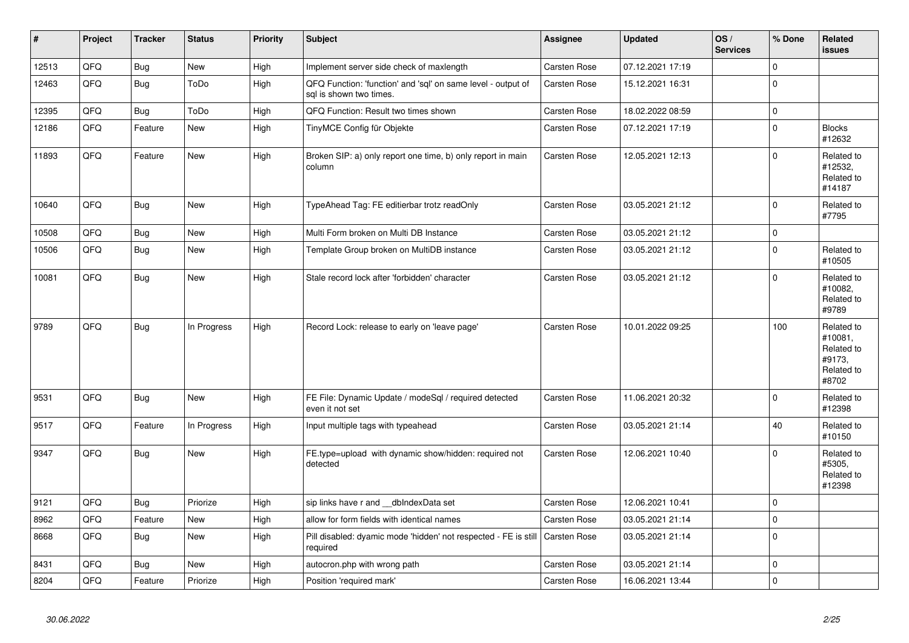| # | Project | Tracker | Status | Priority | Subject | Assignee | Updated | OS / Services | % Done | Related issues |
|---|---|---|---|---|---|---|---|---|---|---|
| 12513 | QFQ | Bug | New | High | Implement server side check of maxlength | Carsten Rose | 07.12.2021 17:19 | | 0 | |
| 12463 | QFQ | Bug | ToDo | High | QFQ Function: 'function' and 'sql' on same level - output of sql is shown two times. | Carsten Rose | 15.12.2021 16:31 | | 0 | |
| 12395 | QFQ | Bug | ToDo | High | QFQ Function: Result two times shown | Carsten Rose | 18.02.2022 08:59 | | 0 | |
| 12186 | QFQ | Feature | New | High | TinyMCE Config für Objekte | Carsten Rose | 07.12.2021 17:19 | | 0 | Blocks #12632 |
| 11893 | QFQ | Feature | New | High | Broken SIP: a) only report one time, b) only report in main column | Carsten Rose | 12.05.2021 12:13 | | 0 | Related to #12532, Related to #14187 |
| 10640 | QFQ | Bug | New | High | TypeAhead Tag: FE editierbar trotz readOnly | Carsten Rose | 03.05.2021 21:12 | | 0 | Related to #7795 |
| 10508 | QFQ | Bug | New | High | Multi Form broken on Multi DB Instance | Carsten Rose | 03.05.2021 21:12 | | 0 | |
| 10506 | QFQ | Bug | New | High | Template Group broken on MultiDB instance | Carsten Rose | 03.05.2021 21:12 | | 0 | Related to #10505 |
| 10081 | QFQ | Bug | New | High | Stale record lock after 'forbidden' character | Carsten Rose | 03.05.2021 21:12 | | 0 | Related to #10082, Related to #9789 |
| 9789 | QFQ | Bug | In Progress | High | Record Lock: release to early on 'leave page' | Carsten Rose | 10.01.2022 09:25 | | 100 | Related to #10081, Related to #9173, Related to #8702 |
| 9531 | QFQ | Bug | New | High | FE File: Dynamic Update / modeSql / required detected even it not set | Carsten Rose | 11.06.2021 20:32 | | 0 | Related to #12398 |
| 9517 | QFQ | Feature | In Progress | High | Input multiple tags with typeahead | Carsten Rose | 03.05.2021 21:14 | | 40 | Related to #10150 |
| 9347 | QFQ | Bug | New | High | FE.type=upload with dynamic show/hidden: required not detected | Carsten Rose | 12.06.2021 10:40 | | 0 | Related to #5305, Related to #12398 |
| 9121 | QFQ | Bug | Priorize | High | sip links have r and __dbIndexData set | Carsten Rose | 12.06.2021 10:41 | | 0 | |
| 8962 | QFQ | Feature | New | High | allow for form fields with identical names | Carsten Rose | 03.05.2021 21:14 | | 0 | |
| 8668 | QFQ | Bug | New | High | Pill disabled: dyamic mode 'hidden' not respected - FE is still required | Carsten Rose | 03.05.2021 21:14 | | 0 | |
| 8431 | QFQ | Bug | New | High | autocron.php with wrong path | Carsten Rose | 03.05.2021 21:14 | | 0 | |
| 8204 | QFQ | Feature | Priorize | High | Position 'required mark' | Carsten Rose | 16.06.2021 13:44 | | 0 | |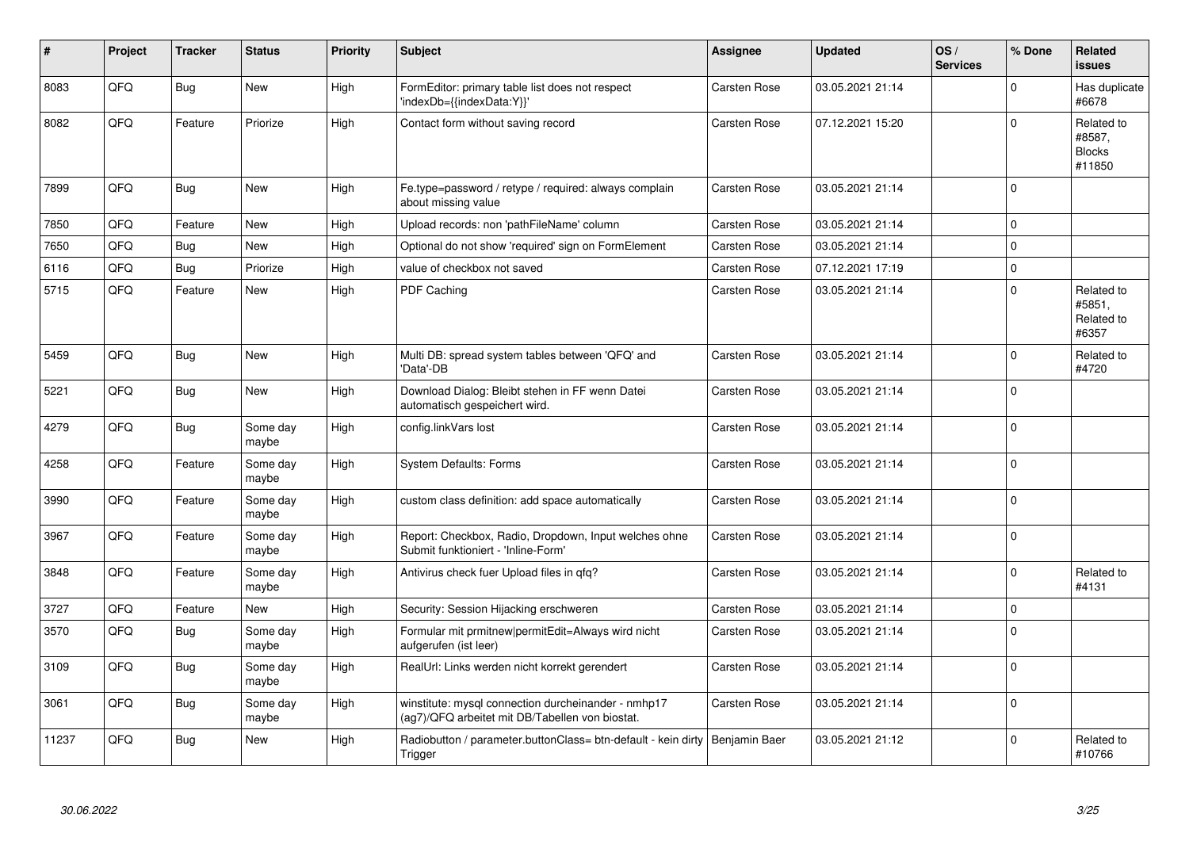| # | Project | Tracker | Status | Priority | Subject | Assignee | Updated | OS / Services | % Done | Related issues |
|---|---|---|---|---|---|---|---|---|---|---|
| 8083 | QFQ | Bug | New | High | FormEditor: primary table list does not respect 'indexDb={{indexData:Y}}' | Carsten Rose | 03.05.2021 21:14 | | 0 | Has duplicate #6678 |
| 8082 | QFQ | Feature | Priorize | High | Contact form without saving record | Carsten Rose | 07.12.2021 15:20 | | 0 | Related to #8587, Blocks #11850 |
| 7899 | QFQ | Bug | New | High | Fe.type=password / retype / required: always complain about missing value | Carsten Rose | 03.05.2021 21:14 | | 0 | |
| 7850 | QFQ | Feature | New | High | Upload records: non 'pathFileName' column | Carsten Rose | 03.05.2021 21:14 | | 0 | |
| 7650 | QFQ | Bug | New | High | Optional do not show 'required' sign on FormElement | Carsten Rose | 03.05.2021 21:14 | | 0 | |
| 6116 | QFQ | Bug | Priorize | High | value of checkbox not saved | Carsten Rose | 07.12.2021 17:19 | | 0 | |
| 5715 | QFQ | Feature | New | High | PDF Caching | Carsten Rose | 03.05.2021 21:14 | | 0 | Related to #5851, Related to #6357 |
| 5459 | QFQ | Bug | New | High | Multi DB: spread system tables between 'QFQ' and 'Data'-DB | Carsten Rose | 03.05.2021 21:14 | | 0 | Related to #4720 |
| 5221 | QFQ | Bug | New | High | Download Dialog: Bleibt stehen in FF wenn Datei automatisch gespeichert wird. | Carsten Rose | 03.05.2021 21:14 | | 0 | |
| 4279 | QFQ | Bug | Some day maybe | High | config.linkVars lost | Carsten Rose | 03.05.2021 21:14 | | 0 | |
| 4258 | QFQ | Feature | Some day maybe | High | System Defaults: Forms | Carsten Rose | 03.05.2021 21:14 | | 0 | |
| 3990 | QFQ | Feature | Some day maybe | High | custom class definition: add space automatically | Carsten Rose | 03.05.2021 21:14 | | 0 | |
| 3967 | QFQ | Feature | Some day maybe | High | Report: Checkbox, Radio, Dropdown, Input welches ohne Submit funktioniert - 'Inline-Form' | Carsten Rose | 03.05.2021 21:14 | | 0 | |
| 3848 | QFQ | Feature | Some day maybe | High | Antivirus check fuer Upload files in qfq? | Carsten Rose | 03.05.2021 21:14 | | 0 | Related to #4131 |
| 3727 | QFQ | Feature | New | High | Security: Session Hijacking erschweren | Carsten Rose | 03.05.2021 21:14 | | 0 | |
| 3570 | QFQ | Bug | Some day maybe | High | Formular mit prmitnew\|permitEdit=Always wird nicht aufgerufen (ist leer) | Carsten Rose | 03.05.2021 21:14 | | 0 | |
| 3109 | QFQ | Bug | Some day maybe | High | RealUrl: Links werden nicht korrekt gerendert | Carsten Rose | 03.05.2021 21:14 | | 0 | |
| 3061 | QFQ | Bug | Some day maybe | High | winstitute: mysql connection durcheinander - nmhp17 (ag7)/QFQ arbeitet mit DB/Tabellen von biostat. | Carsten Rose | 03.05.2021 21:14 | | 0 | |
| 11237 | QFQ | Bug | New | High | Radiobutton / parameter.buttonClass= btn-default - kein dirty Trigger | Benjamin Baer | 03.05.2021 21:12 | | 0 | Related to #10766 |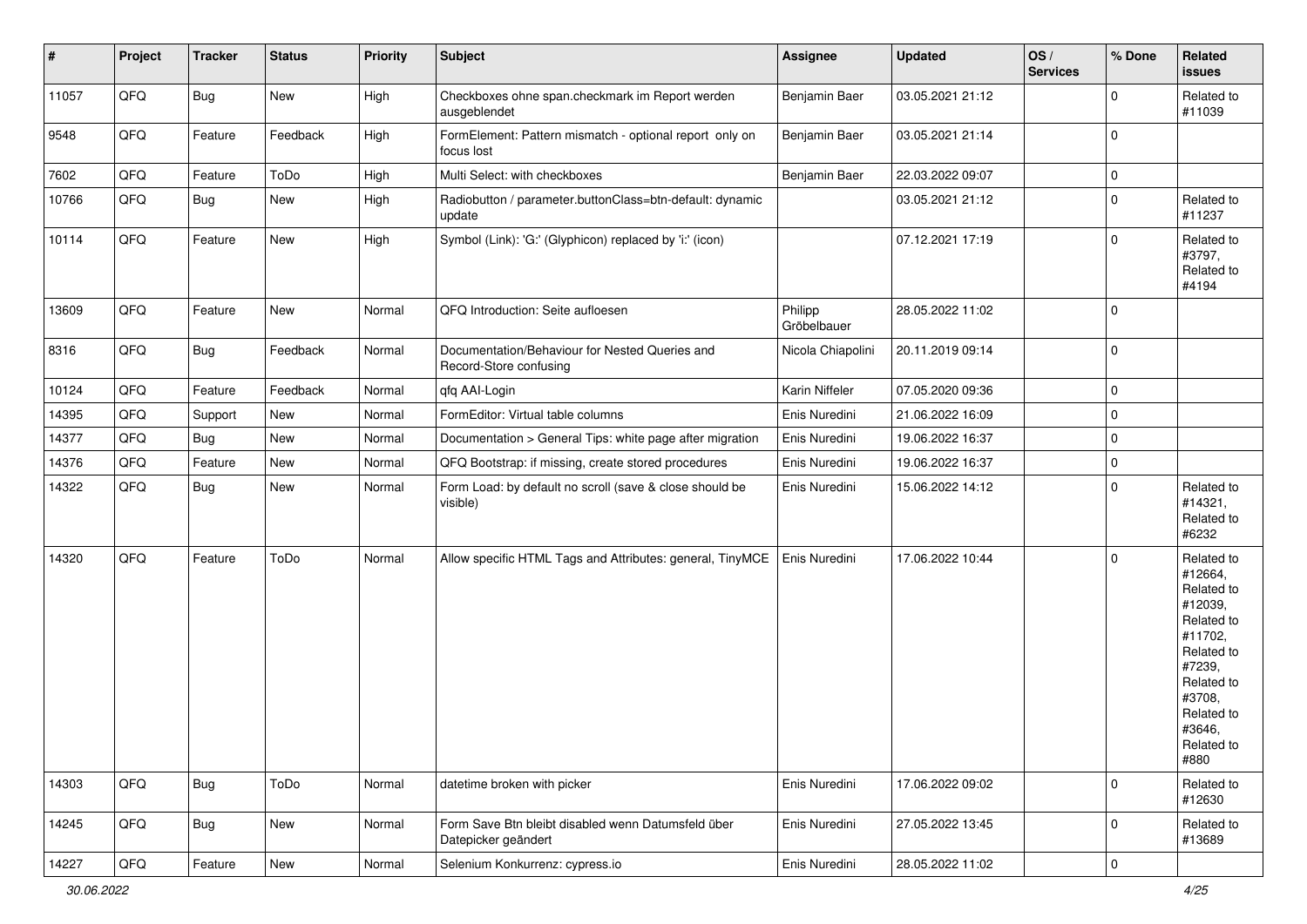| # | Project | Tracker | Status | Priority | Subject | Assignee | Updated | OS / Services | % Done | Related issues |
|---|---|---|---|---|---|---|---|---|---|---|
| 11057 | QFQ | Bug | New | High | Checkboxes ohne span.checkmark im Report werden ausgeblendet | Benjamin Baer | 03.05.2021 21:12 | | 0 | Related to #11039 |
| 9548 | QFQ | Feature | Feedback | High | FormElement: Pattern mismatch - optional report only on focus lost | Benjamin Baer | 03.05.2021 21:14 | | 0 | |
| 7602 | QFQ | Feature | ToDo | High | Multi Select: with checkboxes | Benjamin Baer | 22.03.2022 09:07 | | 0 | |
| 10766 | QFQ | Bug | New | High | Radiobutton / parameter.buttonClass=btn-default: dynamic update | | 03.05.2021 21:12 | | 0 | Related to #11237 |
| 10114 | QFQ | Feature | New | High | Symbol (Link): 'G:' (Glyphicon) replaced by 'i:' (icon) | | 07.12.2021 17:19 | | 0 | Related to #3797, Related to #4194 |
| 13609 | QFQ | Feature | New | Normal | QFQ Introduction: Seite aufloesen | Philipp Gröbelbauer | 28.05.2022 11:02 | | 0 | |
| 8316 | QFQ | Bug | Feedback | Normal | Documentation/Behaviour for Nested Queries and Record-Store confusing | Nicola Chiapolini | 20.11.2019 09:14 | | 0 | |
| 10124 | QFQ | Feature | Feedback | Normal | qfq AAI-Login | Karin Niffeler | 07.05.2020 09:36 | | 0 | |
| 14395 | QFQ | Support | New | Normal | FormEditor: Virtual table columns | Enis Nuredini | 21.06.2022 16:09 | | 0 | |
| 14377 | QFQ | Bug | New | Normal | Documentation > General Tips: white page after migration | Enis Nuredini | 19.06.2022 16:37 | | 0 | |
| 14376 | QFQ | Feature | New | Normal | QFQ Bootstrap: if missing, create stored procedures | Enis Nuredini | 19.06.2022 16:37 | | 0 | |
| 14322 | QFQ | Bug | New | Normal | Form Load: by default no scroll (save & close should be visible) | Enis Nuredini | 15.06.2022 14:12 | | 0 | Related to #14321, Related to #6232 |
| 14320 | QFQ | Feature | ToDo | Normal | Allow specific HTML Tags and Attributes: general, TinyMCE | Enis Nuredini | 17.06.2022 10:44 | | 0 | Related to #12664, Related to #12039, Related to #11702, Related to #7239, Related to #3708, Related to #3646, Related to #880 |
| 14303 | QFQ | Bug | ToDo | Normal | datetime broken with picker | Enis Nuredini | 17.06.2022 09:02 | | 0 | Related to #12630 |
| 14245 | QFQ | Bug | New | Normal | Form Save Btn bleibt disabled wenn Datumsfeld über Datepicker geändert | Enis Nuredini | 27.05.2022 13:45 | | 0 | Related to #13689 |
| 14227 | QFQ | Feature | New | Normal | Selenium Konkurrenz: cypress.io | Enis Nuredini | 28.05.2022 11:02 | | 0 | |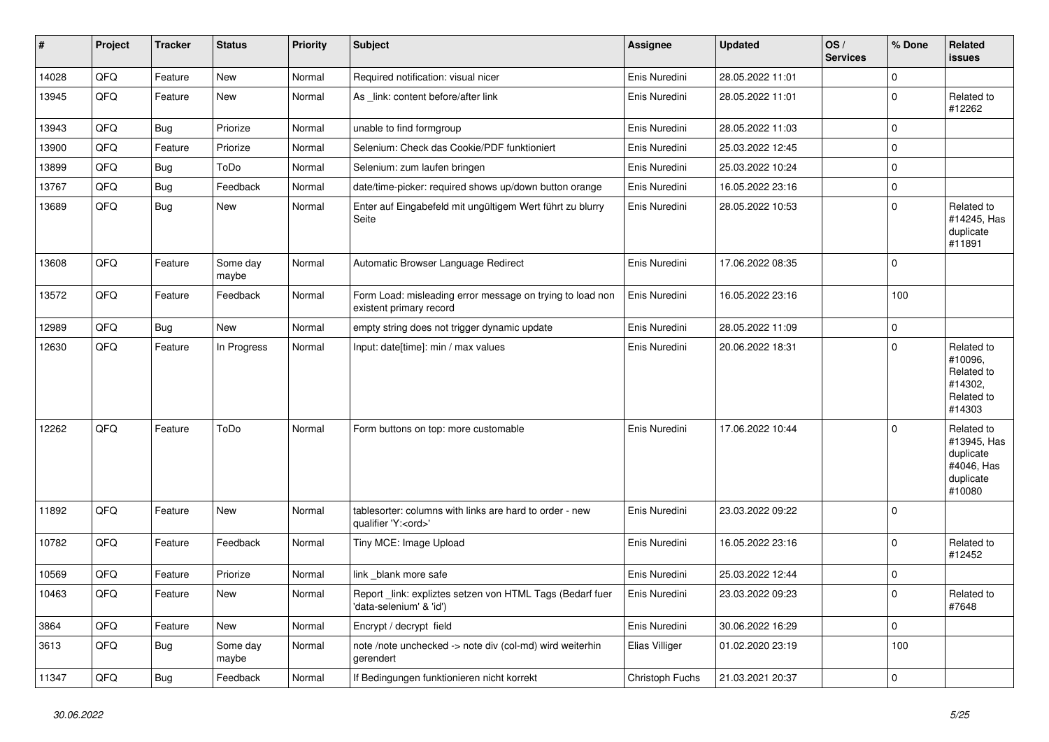| # | Project | Tracker | Status | Priority | Subject | Assignee | Updated | OS / Services | % Done | Related issues |
|---|---|---|---|---|---|---|---|---|---|---|
| 14028 | QFQ | Feature | New | Normal | Required notification: visual nicer | Enis Nuredini | 28.05.2022 11:01 | | 0 | |
| 13945 | QFQ | Feature | New | Normal | As _link: content before/after link | Enis Nuredini | 28.05.2022 11:01 | | 0 | Related to #12262 |
| 13943 | QFQ | Bug | Priorize | Normal | unable to find formgroup | Enis Nuredini | 28.05.2022 11:03 | | 0 | |
| 13900 | QFQ | Feature | Priorize | Normal | Selenium: Check das Cookie/PDF funktioniert | Enis Nuredini | 25.03.2022 12:45 | | 0 | |
| 13899 | QFQ | Bug | ToDo | Normal | Selenium: zum laufen bringen | Enis Nuredini | 25.03.2022 10:24 | | 0 | |
| 13767 | QFQ | Bug | Feedback | Normal | date/time-picker: required shows up/down button orange | Enis Nuredini | 16.05.2022 23:16 | | 0 | |
| 13689 | QFQ | Bug | New | Normal | Enter auf Eingabefeld mit ungültigem Wert führt zu blurry Seite | Enis Nuredini | 28.05.2022 10:53 | | 0 | Related to #14245, Has duplicate #11891 |
| 13608 | QFQ | Feature | Some day maybe | Normal | Automatic Browser Language Redirect | Enis Nuredini | 17.06.2022 08:35 | | 0 | |
| 13572 | QFQ | Feature | Feedback | Normal | Form Load: misleading error message on trying to load non existent primary record | Enis Nuredini | 16.05.2022 23:16 | | 100 | |
| 12989 | QFQ | Bug | New | Normal | empty string does not trigger dynamic update | Enis Nuredini | 28.05.2022 11:09 | | 0 | |
| 12630 | QFQ | Feature | In Progress | Normal | Input: date[time]: min / max values | Enis Nuredini | 20.06.2022 18:31 | | 0 | Related to #10096, Related to #14302, Related to #14303 |
| 12262 | QFQ | Feature | ToDo | Normal | Form buttons on top: more customable | Enis Nuredini | 17.06.2022 10:44 | | 0 | Related to #13945, Has duplicate #4046, Has duplicate #10080 |
| 11892 | QFQ | Feature | New | Normal | tablesorter: columns with links are hard to order - new qualifier 'Y:<ord>' | Enis Nuredini | 23.03.2022 09:22 | | 0 | |
| 10782 | QFQ | Feature | Feedback | Normal | Tiny MCE: Image Upload | Enis Nuredini | 16.05.2022 23:16 | | 0 | Related to #12452 |
| 10569 | QFQ | Feature | Priorize | Normal | link _blank more safe | Enis Nuredini | 25.03.2022 12:44 | | 0 | |
| 10463 | QFQ | Feature | New | Normal | Report _link: expliztes setzen von HTML Tags (Bedarf fuer 'data-selenium' & 'id') | Enis Nuredini | 23.03.2022 09:23 | | 0 | Related to #7648 |
| 3864 | QFQ | Feature | New | Normal | Encrypt / decrypt field | Enis Nuredini | 30.06.2022 16:29 | | 0 | |
| 3613 | QFQ | Bug | Some day maybe | Normal | note /note unchecked -> note div (col-md) wird weiterhin gerendert | Elias Villiger | 01.02.2020 23:19 | | 100 | |
| 11347 | QFQ | Bug | Feedback | Normal | If Bedingungen funktionieren nicht korrekt | Christoph Fuchs | 21.03.2021 20:37 | | 0 | |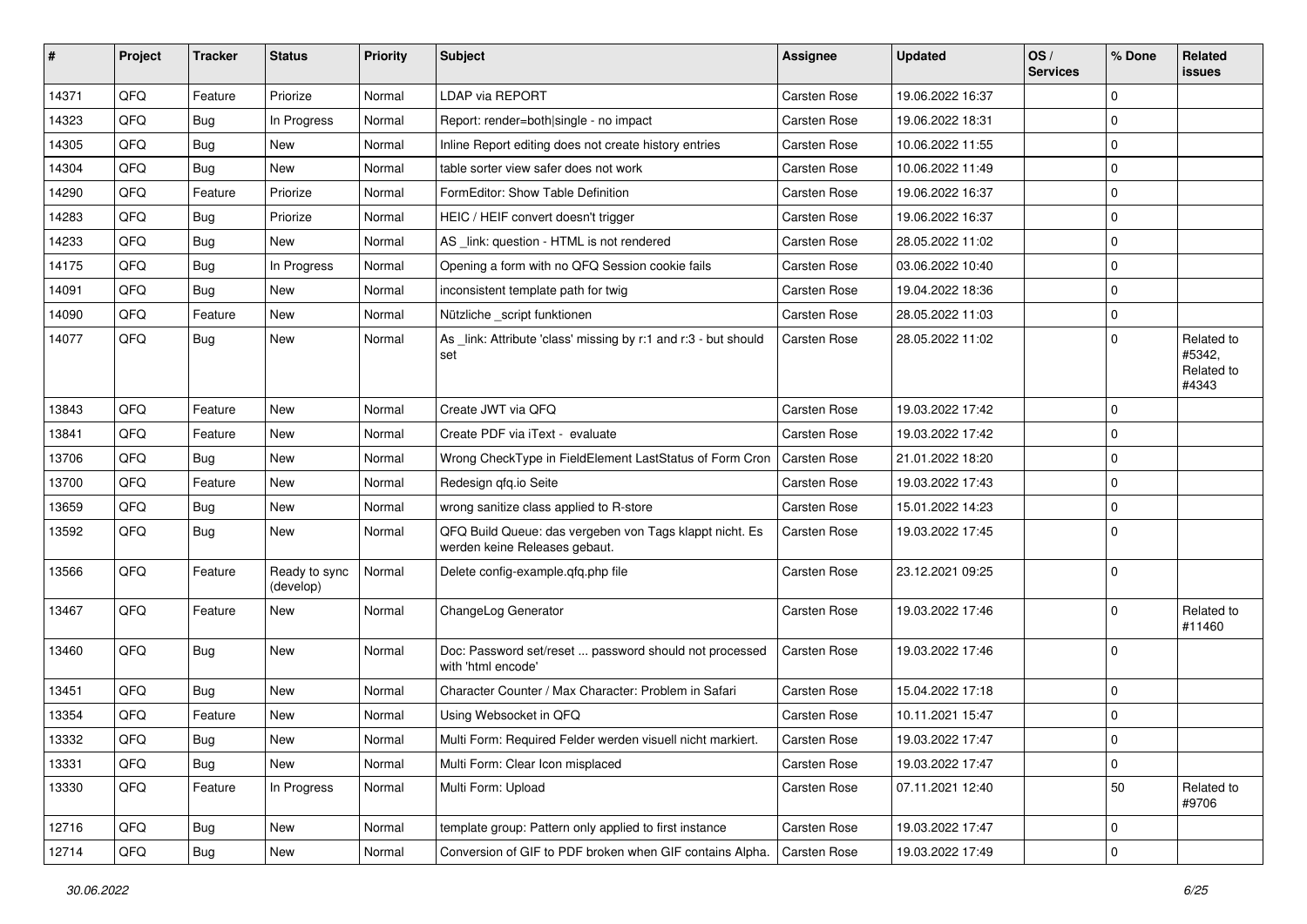| # | Project | Tracker | Status | Priority | Subject | Assignee | Updated | OS / Services | % Done | Related issues |
|---|---|---|---|---|---|---|---|---|---|---|
| 14371 | QFQ | Feature | Priorize | Normal | LDAP via REPORT | Carsten Rose | 19.06.2022 16:37 | | 0 | |
| 14323 | QFQ | Bug | In Progress | Normal | Report: render=both|single - no impact | Carsten Rose | 19.06.2022 18:31 | | 0 | |
| 14305 | QFQ | Bug | New | Normal | Inline Report editing does not create history entries | Carsten Rose | 10.06.2022 11:55 | | 0 | |
| 14304 | QFQ | Bug | New | Normal | table sorter view safer does not work | Carsten Rose | 10.06.2022 11:49 | | 0 | |
| 14290 | QFQ | Feature | Priorize | Normal | FormEditor: Show Table Definition | Carsten Rose | 19.06.2022 16:37 | | 0 | |
| 14283 | QFQ | Bug | Priorize | Normal | HEIC / HEIF convert doesn't trigger | Carsten Rose | 19.06.2022 16:37 | | 0 | |
| 14233 | QFQ | Bug | New | Normal | AS _link: question - HTML is not rendered | Carsten Rose | 28.05.2022 11:02 | | 0 | |
| 14175 | QFQ | Bug | In Progress | Normal | Opening a form with no QFQ Session cookie fails | Carsten Rose | 03.06.2022 10:40 | | 0 | |
| 14091 | QFQ | Bug | New | Normal | inconsistent template path for twig | Carsten Rose | 19.04.2022 18:36 | | 0 | |
| 14090 | QFQ | Feature | New | Normal | Nützliche _script funktionen | Carsten Rose | 28.05.2022 11:03 | | 0 | |
| 14077 | QFQ | Bug | New | Normal | As _link: Attribute 'class' missing by r:1 and r:3 - but should set | Carsten Rose | 28.05.2022 11:02 | | 0 | Related to #5342, Related to #4343 |
| 13843 | QFQ | Feature | New | Normal | Create JWT via QFQ | Carsten Rose | 19.03.2022 17:42 | | 0 | |
| 13841 | QFQ | Feature | New | Normal | Create PDF via iText - evaluate | Carsten Rose | 19.03.2022 17:42 | | 0 | |
| 13706 | QFQ | Bug | New | Normal | Wrong CheckType in FieldElement LastStatus of Form Cron | Carsten Rose | 21.01.2022 18:20 | | 0 | |
| 13700 | QFQ | Feature | New | Normal | Redesign qfq.io Seite | Carsten Rose | 19.03.2022 17:43 | | 0 | |
| 13659 | QFQ | Bug | New | Normal | wrong sanitize class applied to R-store | Carsten Rose | 15.01.2022 14:23 | | 0 | |
| 13592 | QFQ | Bug | New | Normal | QFQ Build Queue: das vergeben von Tags klappt nicht. Es werden keine Releases gebaut. | Carsten Rose | 19.03.2022 17:45 | | 0 | |
| 13566 | QFQ | Feature | Ready to sync (develop) | Normal | Delete config-example.qfq.php file | Carsten Rose | 23.12.2021 09:25 | | 0 | |
| 13467 | QFQ | Feature | New | Normal | ChangeLog Generator | Carsten Rose | 19.03.2022 17:46 | | 0 | Related to #11460 |
| 13460 | QFQ | Bug | New | Normal | Doc: Password set/reset ... password should not processed with 'html encode' | Carsten Rose | 19.03.2022 17:46 | | 0 | |
| 13451 | QFQ | Bug | New | Normal | Character Counter / Max Character: Problem in Safari | Carsten Rose | 15.04.2022 17:18 | | 0 | |
| 13354 | QFQ | Feature | New | Normal | Using Websocket in QFQ | Carsten Rose | 10.11.2021 15:47 | | 0 | |
| 13332 | QFQ | Bug | New | Normal | Multi Form: Required Felder werden visuell nicht markiert. | Carsten Rose | 19.03.2022 17:47 | | 0 | |
| 13331 | QFQ | Bug | New | Normal | Multi Form: Clear Icon misplaced | Carsten Rose | 19.03.2022 17:47 | | 0 | |
| 13330 | QFQ | Feature | In Progress | Normal | Multi Form: Upload | Carsten Rose | 07.11.2021 12:40 | | 50 | Related to #9706 |
| 12716 | QFQ | Bug | New | Normal | template group: Pattern only applied to first instance | Carsten Rose | 19.03.2022 17:47 | | 0 | |
| 12714 | QFQ | Bug | New | Normal | Conversion of GIF to PDF broken when GIF contains Alpha. | Carsten Rose | 19.03.2022 17:49 | | 0 | |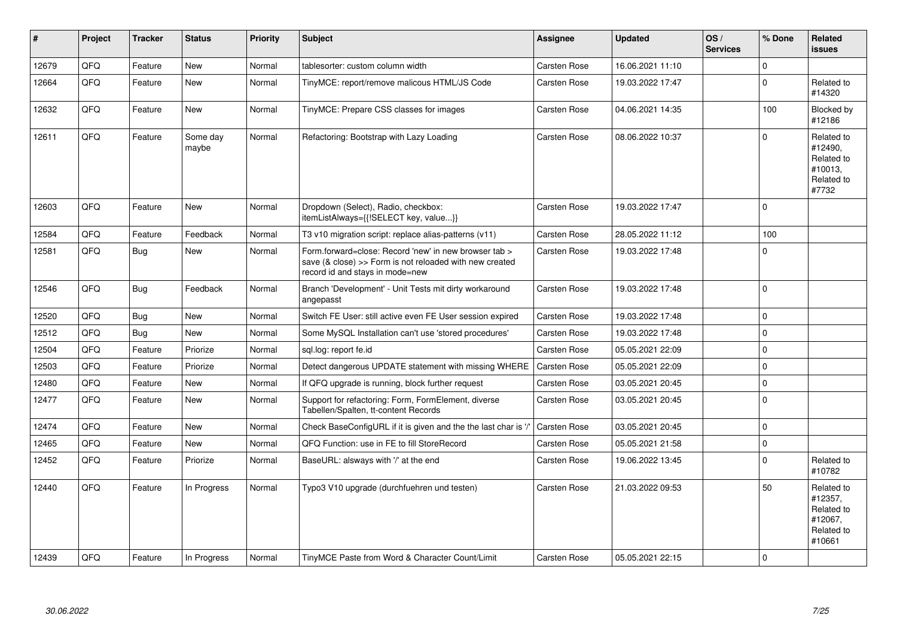| # | Project | Tracker | Status | Priority | Subject | Assignee | Updated | OS / Services | % Done | Related issues |
|---|---|---|---|---|---|---|---|---|---|---|
| 12679 | QFQ | Feature | New | Normal | tablesorter: custom column width | Carsten Rose | 16.06.2021 11:10 | | 0 | |
| 12664 | QFQ | Feature | New | Normal | TinyMCE: report/remove malicous HTML/JS Code | Carsten Rose | 19.03.2022 17:47 | | 0 | Related to #14320 |
| 12632 | QFQ | Feature | New | Normal | TinyMCE: Prepare CSS classes for images | Carsten Rose | 04.06.2021 14:35 | | 100 | Blocked by #12186 |
| 12611 | QFQ | Feature | Some day maybe | Normal | Refactoring: Bootstrap with Lazy Loading | Carsten Rose | 08.06.2022 10:37 | | 0 | Related to #12490, Related to #10013, Related to #7732 |
| 12603 | QFQ | Feature | New | Normal | Dropdown (Select), Radio, checkbox: itemListAlways={{!SELECT key, value...}} | Carsten Rose | 19.03.2022 17:47 | | 0 | |
| 12584 | QFQ | Feature | Feedback | Normal | T3 v10 migration script: replace alias-patterns (v11) | Carsten Rose | 28.05.2022 11:12 | | 100 | |
| 12581 | QFQ | Bug | New | Normal | Form.forward=close: Record 'new' in new browser tab > save (& close) >> Form is not reloaded with new created record id and stays in mode=new | Carsten Rose | 19.03.2022 17:48 | | 0 | |
| 12546 | QFQ | Bug | Feedback | Normal | Branch 'Development' - Unit Tests mit dirty workaround angepasst | Carsten Rose | 19.03.2022 17:48 | | 0 | |
| 12520 | QFQ | Bug | New | Normal | Switch FE User: still active even FE User session expired | Carsten Rose | 19.03.2022 17:48 | | 0 | |
| 12512 | QFQ | Bug | New | Normal | Some MySQL Installation can't use 'stored procedures' | Carsten Rose | 19.03.2022 17:48 | | 0 | |
| 12504 | QFQ | Feature | Priorize | Normal | sql.log: report fe.id | Carsten Rose | 05.05.2021 22:09 | | 0 | |
| 12503 | QFQ | Feature | Priorize | Normal | Detect dangerous UPDATE statement with missing WHERE | Carsten Rose | 05.05.2021 22:09 | | 0 | |
| 12480 | QFQ | Feature | New | Normal | If QFQ upgrade is running, block further request | Carsten Rose | 03.05.2021 20:45 | | 0 | |
| 12477 | QFQ | Feature | New | Normal | Support for refactoring: Form, FormElement, diverse Tabellen/Spalten, tt-content Records | Carsten Rose | 03.05.2021 20:45 | | 0 | |
| 12474 | QFQ | Feature | New | Normal | Check BaseConfigURL if it is given and the the last char is '/' | Carsten Rose | 03.05.2021 20:45 | | 0 | |
| 12465 | QFQ | Feature | New | Normal | QFQ Function: use in FE to fill StoreRecord | Carsten Rose | 05.05.2021 21:58 | | 0 | |
| 12452 | QFQ | Feature | Priorize | Normal | BaseURL: alsways with '/' at the end | Carsten Rose | 19.06.2022 13:45 | | 0 | Related to #10782 |
| 12440 | QFQ | Feature | In Progress | Normal | Typo3 V10 upgrade (durchfuehren und testen) | Carsten Rose | 21.03.2022 09:53 | | 50 | Related to #12357, Related to #12067, Related to #10661 |
| 12439 | QFQ | Feature | In Progress | Normal | TinyMCE Paste from Word & Character Count/Limit | Carsten Rose | 05.05.2021 22:15 | | 0 | |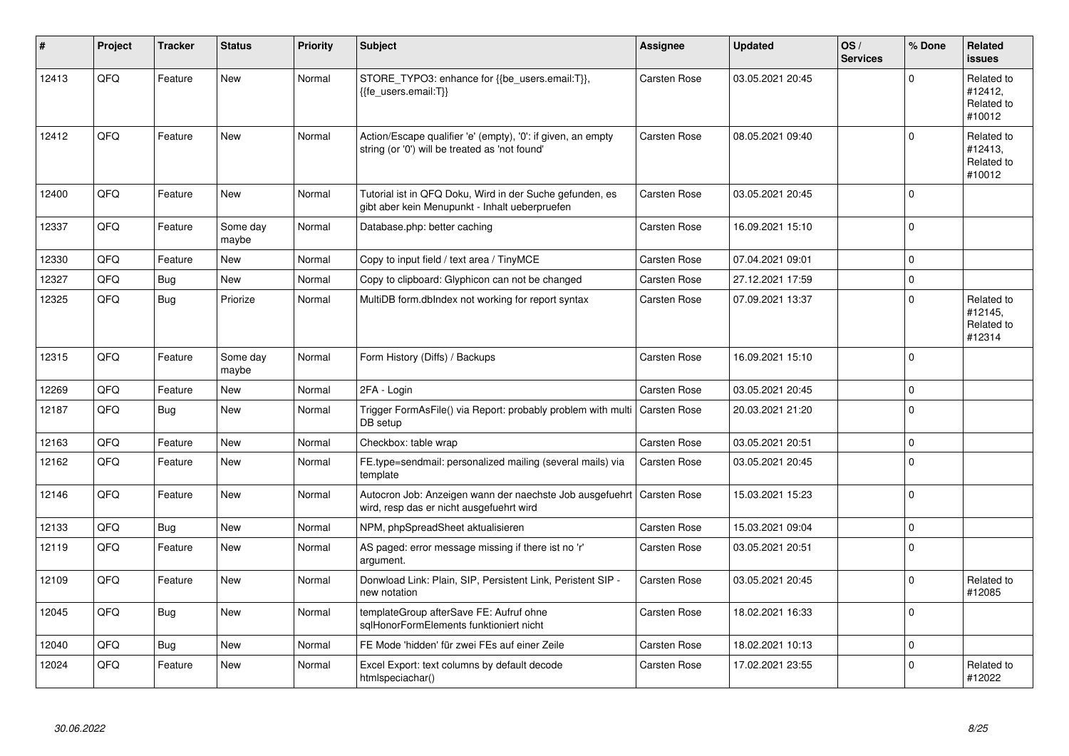| # | Project | Tracker | Status | Priority | Subject | Assignee | Updated | OS / Services | % Done | Related issues |
|---|---|---|---|---|---|---|---|---|---|---|
| 12413 | QFQ | Feature | New | Normal | STORE_TYPO3: enhance for {{be_users.email:T}}, {{fe_users.email:T}} | Carsten Rose | 03.05.2021 20:45 | | 0 | Related to #12412, Related to #10012 |
| 12412 | QFQ | Feature | New | Normal | Action/Escape qualifier 'e' (empty), '0': if given, an empty string (or '0') will be treated as 'not found' | Carsten Rose | 08.05.2021 09:40 | | 0 | Related to #12413, Related to #10012 |
| 12400 | QFQ | Feature | New | Normal | Tutorial ist in QFQ Doku, Wird in der Suche gefunden, es gibt aber kein Menupunkt - Inhalt ueberpruefen | Carsten Rose | 03.05.2021 20:45 | | 0 | |
| 12337 | QFQ | Feature | Some day maybe | Normal | Database.php: better caching | Carsten Rose | 16.09.2021 15:10 | | 0 | |
| 12330 | QFQ | Feature | New | Normal | Copy to input field / text area / TinyMCE | Carsten Rose | 07.04.2021 09:01 | | 0 | |
| 12327 | QFQ | Bug | New | Normal | Copy to clipboard: Glyphicon can not be changed | Carsten Rose | 27.12.2021 17:59 | | 0 | |
| 12325 | QFQ | Bug | Priorize | Normal | MultiDB form.dbIndex not working for report syntax | Carsten Rose | 07.09.2021 13:37 | | 0 | Related to #12145, Related to #12314 |
| 12315 | QFQ | Feature | Some day maybe | Normal | Form History (Diffs) / Backups | Carsten Rose | 16.09.2021 15:10 | | 0 | |
| 12269 | QFQ | Feature | New | Normal | 2FA - Login | Carsten Rose | 03.05.2021 20:45 | | 0 | |
| 12187 | QFQ | Bug | New | Normal | Trigger FormAsFile() via Report: probably problem with multi DB setup | Carsten Rose | 20.03.2021 21:20 | | 0 | |
| 12163 | QFQ | Feature | New | Normal | Checkbox: table wrap | Carsten Rose | 03.05.2021 20:51 | | 0 | |
| 12162 | QFQ | Feature | New | Normal | FE.type=sendmail: personalized mailing (several mails) via template | Carsten Rose | 03.05.2021 20:45 | | 0 | |
| 12146 | QFQ | Feature | New | Normal | Autocron Job: Anzeigen wann der naechste Job ausgefuehrt wird, resp das er nicht ausgefuehrt wird | Carsten Rose | 15.03.2021 15:23 | | 0 | |
| 12133 | QFQ | Bug | New | Normal | NPM, phpSpreadSheet aktualisieren | Carsten Rose | 15.03.2021 09:04 | | 0 | |
| 12119 | QFQ | Feature | New | Normal | AS paged: error message missing if there ist no 'r' argument. | Carsten Rose | 03.05.2021 20:51 | | 0 | |
| 12109 | QFQ | Feature | New | Normal | Donwload Link: Plain, SIP, Persistent Link, Peristent SIP - new notation | Carsten Rose | 03.05.2021 20:45 | | 0 | Related to #12085 |
| 12045 | QFQ | Bug | New | Normal | templateGroup afterSave FE: Aufruf ohne sqlHonorFormElements funktioniert nicht | Carsten Rose | 18.02.2021 16:33 | | 0 | |
| 12040 | QFQ | Bug | New | Normal | FE Mode 'hidden' für zwei FEs auf einer Zeile | Carsten Rose | 18.02.2021 10:13 | | 0 | |
| 12024 | QFQ | Feature | New | Normal | Excel Export: text columns by default decode htmlspeciachar() | Carsten Rose | 17.02.2021 23:55 | | 0 | Related to #12022 |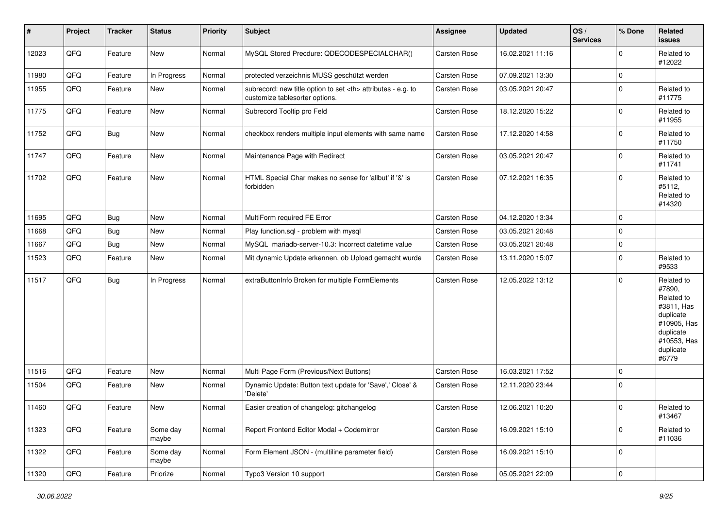| # | Project | Tracker | Status | Priority | Subject | Assignee | Updated | OS / Services | % Done | Related issues |
|---|---|---|---|---|---|---|---|---|---|---|
| 12023 | QFQ | Feature | New | Normal | MySQL Stored Precdure: QDECODESPECIALCHAR() | Carsten Rose | 16.02.2021 11:16 | | 0 | Related to #12022 |
| 11980 | QFQ | Feature | In Progress | Normal | protected verzeichnis MUSS geschützt werden | Carsten Rose | 07.09.2021 13:30 | | 0 | |
| 11955 | QFQ | Feature | New | Normal | subrecord: new title option to set <th> attributes - e.g. to customize tablesorter options. | Carsten Rose | 03.05.2021 20:47 | | 0 | Related to #11775 |
| 11775 | QFQ | Feature | New | Normal | Subrecord Tooltip pro Feld | Carsten Rose | 18.12.2020 15:22 | | 0 | Related to #11955 |
| 11752 | QFQ | Bug | New | Normal | checkbox renders multiple input elements with same name | Carsten Rose | 17.12.2020 14:58 | | 0 | Related to #11750 |
| 11747 | QFQ | Feature | New | Normal | Maintenance Page with Redirect | Carsten Rose | 03.05.2021 20:47 | | 0 | Related to #11741 |
| 11702 | QFQ | Feature | New | Normal | HTML Special Char makes no sense for 'allbut' if '&' is forbidden | Carsten Rose | 07.12.2021 16:35 | | 0 | Related to #5112, Related to #14320 |
| 11695 | QFQ | Bug | New | Normal | MultiForm required FE Error | Carsten Rose | 04.12.2020 13:34 | | 0 | |
| 11668 | QFQ | Bug | New | Normal | Play function.sql - problem with mysql | Carsten Rose | 03.05.2021 20:48 | | 0 | |
| 11667 | QFQ | Bug | New | Normal | MySQL mariadb-server-10.3: Incorrect datetime value | Carsten Rose | 03.05.2021 20:48 | | 0 | |
| 11523 | QFQ | Feature | New | Normal | Mit dynamic Update erkennen, ob Upload gemacht wurde | Carsten Rose | 13.11.2020 15:07 | | 0 | Related to #9533 |
| 11517 | QFQ | Bug | In Progress | Normal | extraButtonInfo Broken for multiple FormElements | Carsten Rose | 12.05.2022 13:12 | | 0 | Related to #7890, Related to #3811, Has duplicate #10905, Has duplicate #10553, Has duplicate #6779 |
| 11516 | QFQ | Feature | New | Normal | Multi Page Form (Previous/Next Buttons) | Carsten Rose | 16.03.2021 17:52 | | 0 | |
| 11504 | QFQ | Feature | New | Normal | Dynamic Update: Button text update for 'Save',' Close' & 'Delete' | Carsten Rose | 12.11.2020 23:44 | | 0 | |
| 11460 | QFQ | Feature | New | Normal | Easier creation of changelog: gitchangelog | Carsten Rose | 12.06.2021 10:20 | | 0 | Related to #13467 |
| 11323 | QFQ | Feature | Some day maybe | Normal | Report Frontend Editor Modal + Codemirror | Carsten Rose | 16.09.2021 15:10 | | 0 | Related to #11036 |
| 11322 | QFQ | Feature | Some day maybe | Normal | Form Element JSON - (multiline parameter field) | Carsten Rose | 16.09.2021 15:10 | | 0 | |
| 11320 | QFQ | Feature | Priorize | Normal | Typo3 Version 10 support | Carsten Rose | 05.05.2021 22:09 | | 0 | |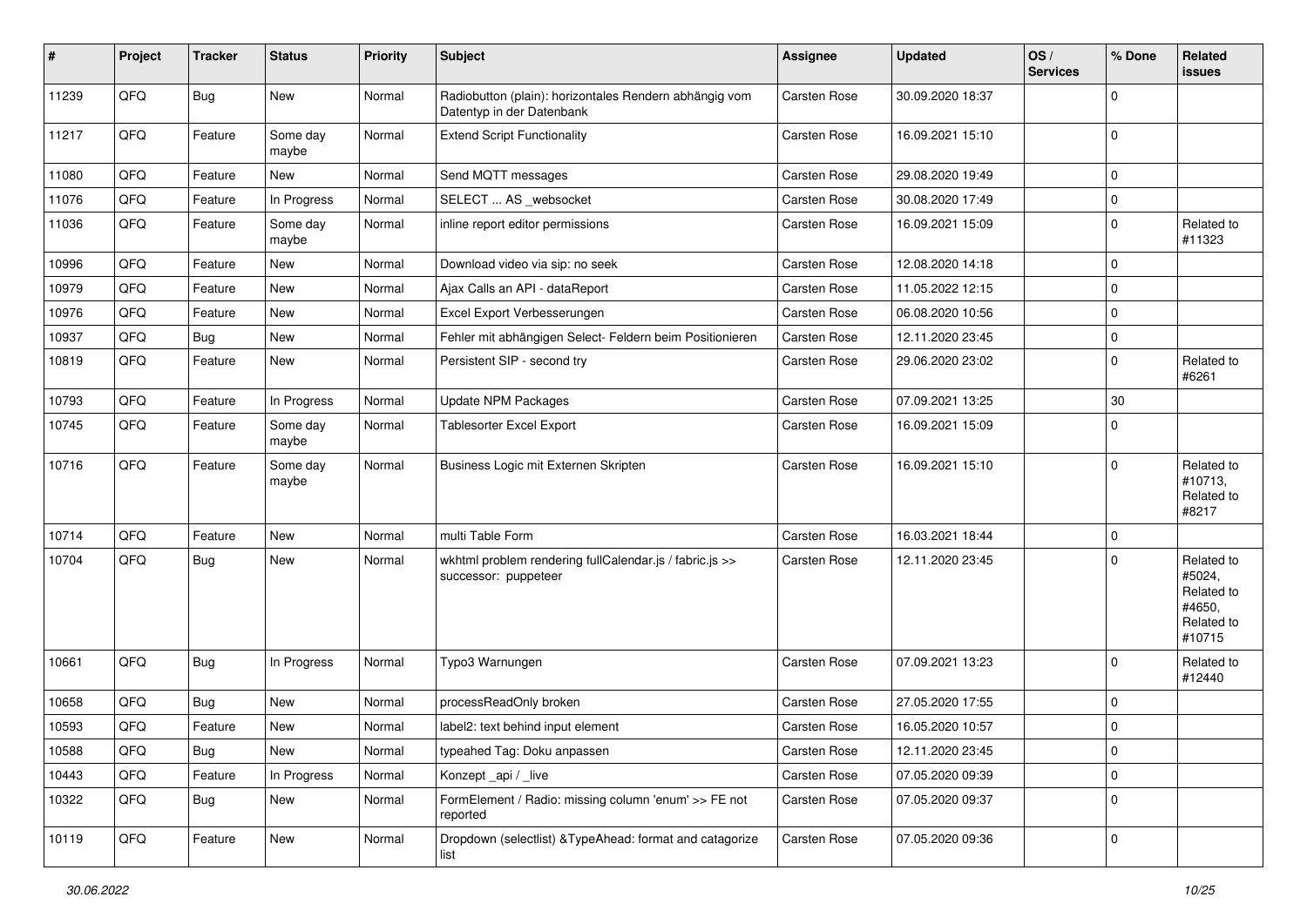| # | Project | Tracker | Status | Priority | Subject | Assignee | Updated | OS / Services | % Done | Related issues |
|---|---|---|---|---|---|---|---|---|---|---|
| 11239 | QFQ | Bug | New | Normal | Radiobutton (plain): horizontales Rendern abhängig vom Datentyp in der Datenbank | Carsten Rose | 30.09.2020 18:37 | | 0 | |
| 11217 | QFQ | Feature | Some day maybe | Normal | Extend Script Functionality | Carsten Rose | 16.09.2021 15:10 | | 0 | |
| 11080 | QFQ | Feature | New | Normal | Send MQTT messages | Carsten Rose | 29.08.2020 19:49 | | 0 | |
| 11076 | QFQ | Feature | In Progress | Normal | SELECT ... AS _websocket | Carsten Rose | 30.08.2020 17:49 | | 0 | |
| 11036 | QFQ | Feature | Some day maybe | Normal | inline report editor permissions | Carsten Rose | 16.09.2021 15:09 | | 0 | Related to #11323 |
| 10996 | QFQ | Feature | New | Normal | Download video via sip: no seek | Carsten Rose | 12.08.2020 14:18 | | 0 | |
| 10979 | QFQ | Feature | New | Normal | Ajax Calls an API - dataReport | Carsten Rose | 11.05.2022 12:15 | | 0 | |
| 10976 | QFQ | Feature | New | Normal | Excel Export Verbesserungen | Carsten Rose | 06.08.2020 10:56 | | 0 | |
| 10937 | QFQ | Bug | New | Normal | Fehler mit abhängigen Select- Feldern beim Positionieren | Carsten Rose | 12.11.2020 23:45 | | 0 | |
| 10819 | QFQ | Feature | New | Normal | Persistent SIP - second try | Carsten Rose | 29.06.2020 23:02 | | 0 | Related to #6261 |
| 10793 | QFQ | Feature | In Progress | Normal | Update NPM Packages | Carsten Rose | 07.09.2021 13:25 | | 30 | |
| 10745 | QFQ | Feature | Some day maybe | Normal | Tablesorter Excel Export | Carsten Rose | 16.09.2021 15:09 | | 0 | |
| 10716 | QFQ | Feature | Some day maybe | Normal | Business Logic mit Externen Skripten | Carsten Rose | 16.09.2021 15:10 | | 0 | Related to #10713, Related to #8217 |
| 10714 | QFQ | Feature | New | Normal | multi Table Form | Carsten Rose | 16.03.2021 18:44 | | 0 | |
| 10704 | QFQ | Bug | New | Normal | wkhtml problem rendering fullCalendar.js / fabric.js >> successor: puppeteer | Carsten Rose | 12.11.2020 23:45 | | 0 | Related to #5024, Related to #4650, Related to #10715 |
| 10661 | QFQ | Bug | In Progress | Normal | Typo3 Warnungen | Carsten Rose | 07.09.2021 13:23 | | 0 | Related to #12440 |
| 10658 | QFQ | Bug | New | Normal | processReadOnly broken | Carsten Rose | 27.05.2020 17:55 | | 0 | |
| 10593 | QFQ | Feature | New | Normal | label2: text behind input element | Carsten Rose | 16.05.2020 10:57 | | 0 | |
| 10588 | QFQ | Bug | New | Normal | typeahed Tag: Doku anpassen | Carsten Rose | 12.11.2020 23:45 | | 0 | |
| 10443 | QFQ | Feature | In Progress | Normal | Konzept _api / _live | Carsten Rose | 07.05.2020 09:39 | | 0 | |
| 10322 | QFQ | Bug | New | Normal | FormElement / Radio: missing column 'enum' >> FE not reported | Carsten Rose | 07.05.2020 09:37 | | 0 | |
| 10119 | QFQ | Feature | New | Normal | Dropdown (selectlist) &TypeAhead: format and catagorize list | Carsten Rose | 07.05.2020 09:36 | | 0 | |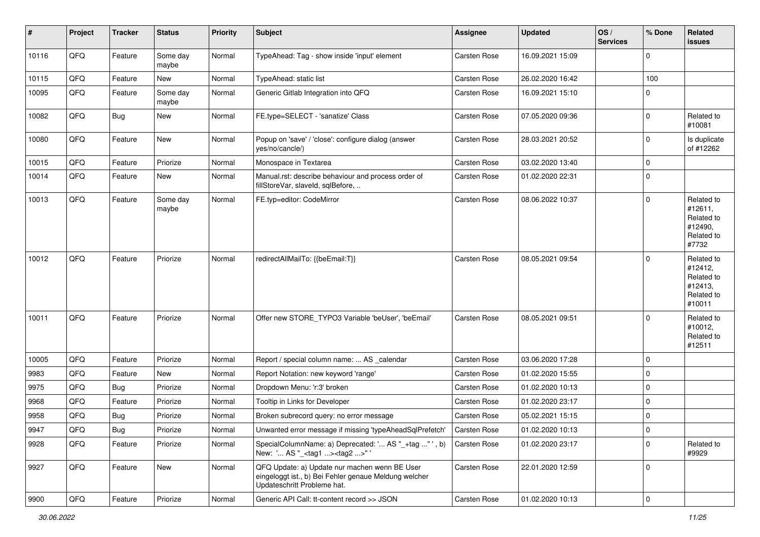| # | Project | Tracker | Status | Priority | Subject | Assignee | Updated | OS / Services | % Done | Related issues |
|---|---|---|---|---|---|---|---|---|---|---|
| 10116 | QFQ | Feature | Some day maybe | Normal | TypeAhead: Tag - show inside 'input' element | Carsten Rose | 16.09.2021 15:09 | | 0 | |
| 10115 | QFQ | Feature | New | Normal | TypeAhead: static list | Carsten Rose | 26.02.2020 16:42 | | 100 | |
| 10095 | QFQ | Feature | Some day maybe | Normal | Generic Gitlab Integration into QFQ | Carsten Rose | 16.09.2021 15:10 | | 0 | |
| 10082 | QFQ | Bug | New | Normal | FE.type=SELECT - 'sanatize' Class | Carsten Rose | 07.05.2020 09:36 | | 0 | Related to #10081 |
| 10080 | QFQ | Feature | New | Normal | Popup on 'save' / 'close': configure dialog (answer yes/no/cancle/) | Carsten Rose | 28.03.2021 20:52 | | 0 | Is duplicate of #12262 |
| 10015 | QFQ | Feature | Priorize | Normal | Monospace in Textarea | Carsten Rose | 03.02.2020 13:40 | | 0 | |
| 10014 | QFQ | Feature | New | Normal | Manual.rst: describe behaviour and process order of fillStoreVar, slaveId, sqlBefore, .. | Carsten Rose | 01.02.2020 22:31 | | 0 | |
| 10013 | QFQ | Feature | Some day maybe | Normal | FE.typ=editor: CodeMirror | Carsten Rose | 08.06.2022 10:37 | | 0 | Related to #12611, Related to #12490, Related to #7732 |
| 10012 | QFQ | Feature | Priorize | Normal | redirectAllMailTo: {{beEmail:T}} | Carsten Rose | 08.05.2021 09:54 | | 0 | Related to #12412, Related to #12413, Related to #10011 |
| 10011 | QFQ | Feature | Priorize | Normal | Offer new STORE_TYPO3 Variable 'beUser', 'beEmail' | Carsten Rose | 08.05.2021 09:51 | | 0 | Related to #10012, Related to #12511 |
| 10005 | QFQ | Feature | Priorize | Normal | Report / special column name: ... AS _calendar | Carsten Rose | 03.06.2020 17:28 | | 0 | |
| 9983 | QFQ | Feature | New | Normal | Report Notation: new keyword 'range' | Carsten Rose | 01.02.2020 15:55 | | 0 | |
| 9975 | QFQ | Bug | Priorize | Normal | Dropdown Menu: 'r:3' broken | Carsten Rose | 01.02.2020 10:13 | | 0 | |
| 9968 | QFQ | Feature | Priorize | Normal | Tooltip in Links for Developer | Carsten Rose | 01.02.2020 23:17 | | 0 | |
| 9958 | QFQ | Bug | Priorize | Normal | Broken subrecord query: no error message | Carsten Rose | 05.02.2021 15:15 | | 0 | |
| 9947 | QFQ | Bug | Priorize | Normal | Unwanted error message if missing 'typeAheadSqlPrefetch' | Carsten Rose | 01.02.2020 10:13 | | 0 | |
| 9928 | QFQ | Feature | Priorize | Normal | SpecialColumnName: a) Deprecated: '... AS "_+tag ..." ', b) New: '... AS "_<tag1 ...><tag2 ...>" ' | Carsten Rose | 01.02.2020 23:17 | | 0 | Related to #9929 |
| 9927 | QFQ | Feature | New | Normal | QFQ Update: a) Update nur machen wenn BE User eingeloggt ist., b) Bei Fehler genaue Meldung welcher Updateschritt Probleme hat. | Carsten Rose | 22.01.2020 12:59 | | 0 | |
| 9900 | QFQ | Feature | Priorize | Normal | Generic API Call: tt-content record >> JSON | Carsten Rose | 01.02.2020 10:13 | | 0 | |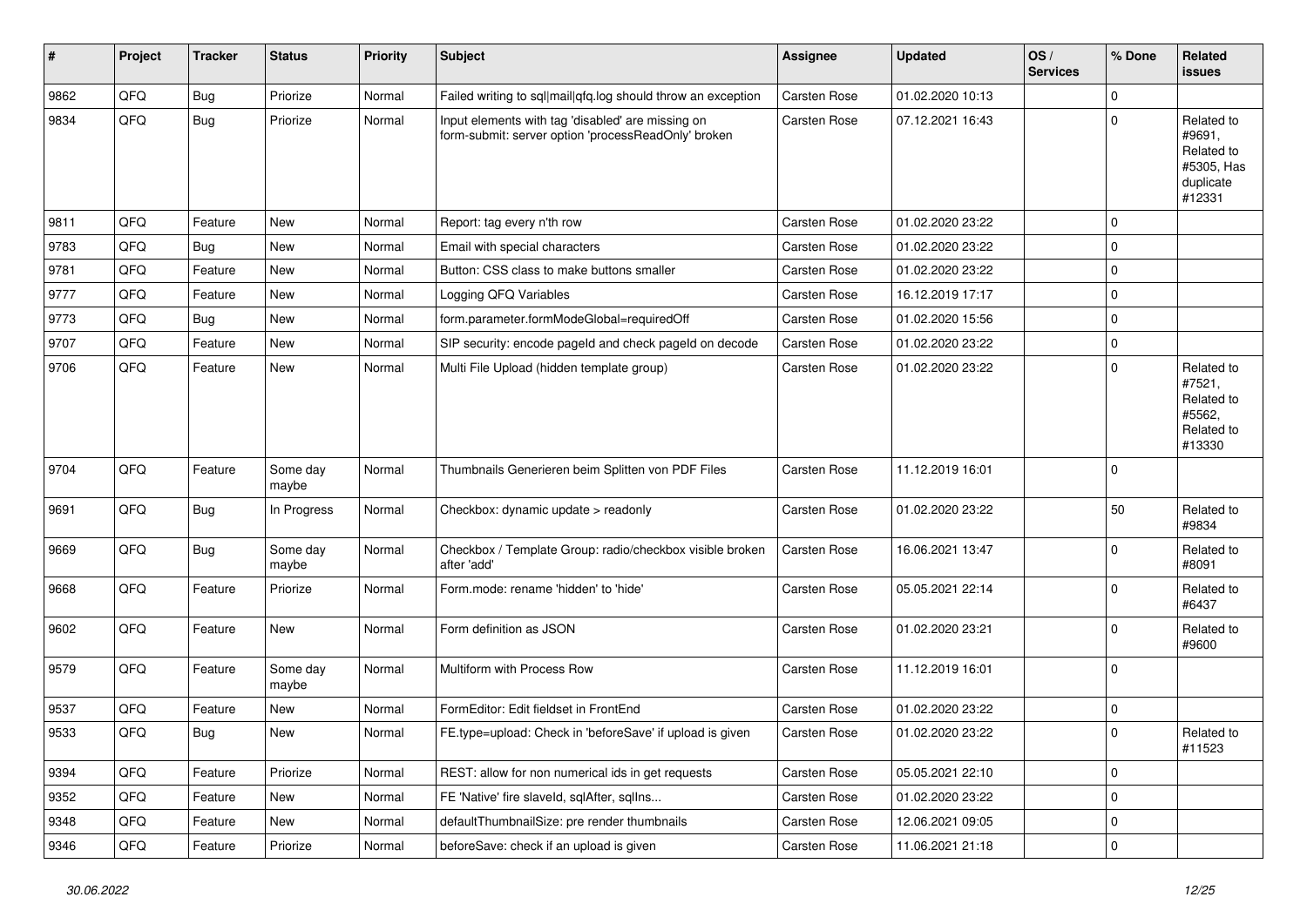| # | Project | Tracker | Status | Priority | Subject | Assignee | Updated | OS / Services | % Done | Related issues |
|---|---|---|---|---|---|---|---|---|---|---|
| 9862 | QFQ | Bug | Priorize | Normal | Failed writing to sql|mail|qfq.log should throw an exception | Carsten Rose | 01.02.2020 10:13 | | 0 | |
| 9834 | QFQ | Bug | Priorize | Normal | Input elements with tag 'disabled' are missing on form-submit: server option 'processReadOnly' broken | Carsten Rose | 07.12.2021 16:43 | | 0 | Related to #9691, Related to #5305, Has duplicate #12331 |
| 9811 | QFQ | Feature | New | Normal | Report: tag every n'th row | Carsten Rose | 01.02.2020 23:22 | | 0 | |
| 9783 | QFQ | Bug | New | Normal | Email with special characters | Carsten Rose | 01.02.2020 23:22 | | 0 | |
| 9781 | QFQ | Feature | New | Normal | Button: CSS class to make buttons smaller | Carsten Rose | 01.02.2020 23:22 | | 0 | |
| 9777 | QFQ | Feature | New | Normal | Logging QFQ Variables | Carsten Rose | 16.12.2019 17:17 | | 0 | |
| 9773 | QFQ | Bug | New | Normal | form.parameter.formModeGlobal=requiredOff | Carsten Rose | 01.02.2020 15:56 | | 0 | |
| 9707 | QFQ | Feature | New | Normal | SIP security: encode pageId and check pageId on decode | Carsten Rose | 01.02.2020 23:22 | | 0 | |
| 9706 | QFQ | Feature | New | Normal | Multi File Upload (hidden template group) | Carsten Rose | 01.02.2020 23:22 | | 0 | Related to #7521, Related to #5562, Related to #13330 |
| 9704 | QFQ | Feature | Some day maybe | Normal | Thumbnails Generieren beim Splitten von PDF Files | Carsten Rose | 11.12.2019 16:01 | | 0 | |
| 9691 | QFQ | Bug | In Progress | Normal | Checkbox: dynamic update > readonly | Carsten Rose | 01.02.2020 23:22 | | 50 | Related to #9834 |
| 9669 | QFQ | Bug | Some day maybe | Normal | Checkbox / Template Group: radio/checkbox visible broken after 'add' | Carsten Rose | 16.06.2021 13:47 | | 0 | Related to #8091 |
| 9668 | QFQ | Feature | Priorize | Normal | Form.mode: rename 'hidden' to 'hide' | Carsten Rose | 05.05.2021 22:14 | | 0 | Related to #6437 |
| 9602 | QFQ | Feature | New | Normal | Form definition as JSON | Carsten Rose | 01.02.2020 23:21 | | 0 | Related to #9600 |
| 9579 | QFQ | Feature | Some day maybe | Normal | Multiform with Process Row | Carsten Rose | 11.12.2019 16:01 | | 0 | |
| 9537 | QFQ | Feature | New | Normal | FormEditor: Edit fieldset in FrontEnd | Carsten Rose | 01.02.2020 23:22 | | 0 | |
| 9533 | QFQ | Bug | New | Normal | FE.type=upload: Check in 'beforeSave' if upload is given | Carsten Rose | 01.02.2020 23:22 | | 0 | Related to #11523 |
| 9394 | QFQ | Feature | Priorize | Normal | REST: allow for non numerical ids in get requests | Carsten Rose | 05.05.2021 22:10 | | 0 | |
| 9352 | QFQ | Feature | New | Normal | FE 'Native' fire slaveId, sqlAfter, sqlIns... | Carsten Rose | 01.02.2020 23:22 | | 0 | |
| 9348 | QFQ | Feature | New | Normal | defaultThumbnailSize: pre render thumbnails | Carsten Rose | 12.06.2021 09:05 | | 0 | |
| 9346 | QFQ | Feature | Priorize | Normal | beforeSave: check if an upload is given | Carsten Rose | 11.06.2021 21:18 | | 0 | |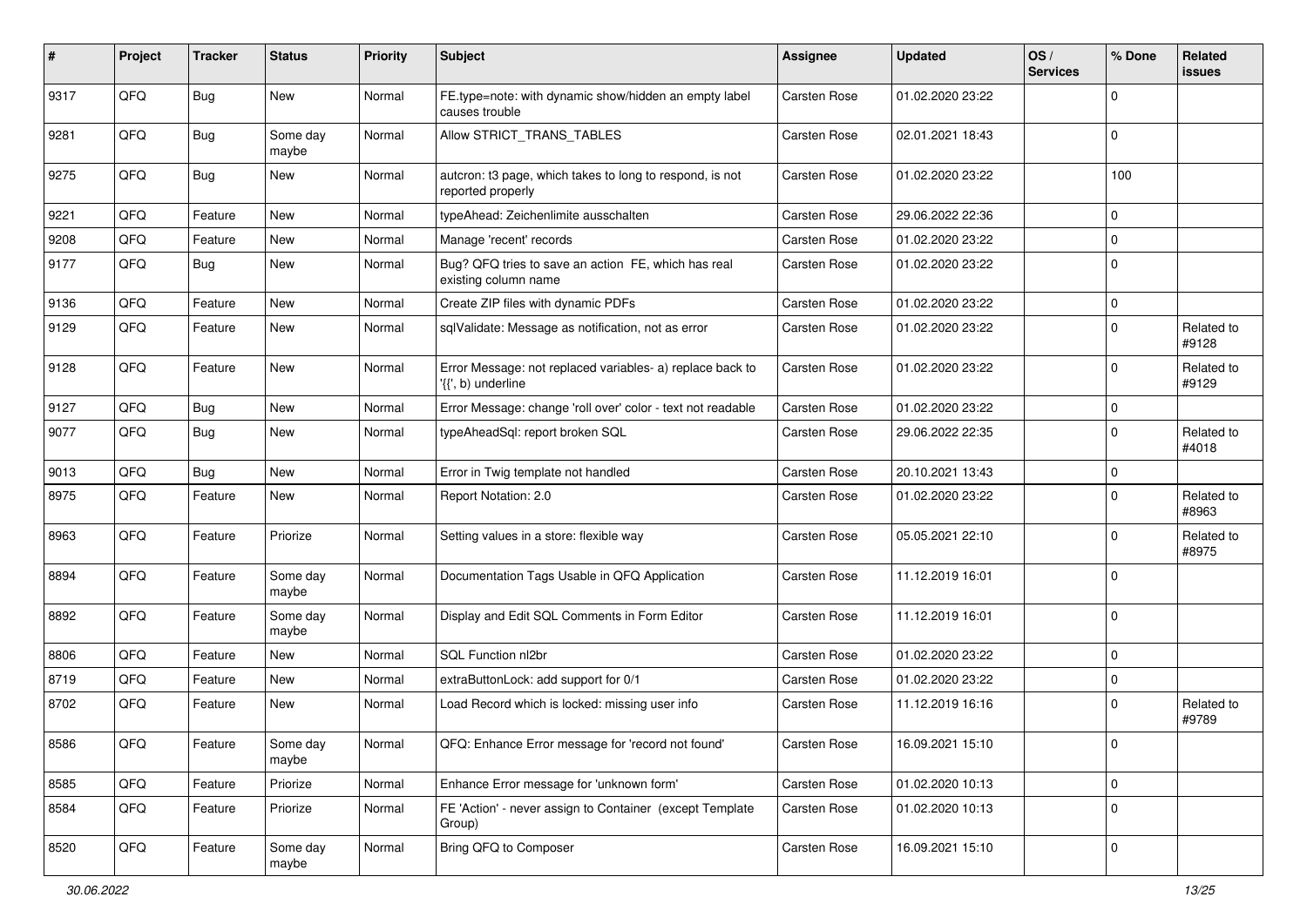| # | Project | Tracker | Status | Priority | Subject | Assignee | Updated | OS / Services | % Done | Related issues |
|---|---|---|---|---|---|---|---|---|---|---|
| 9317 | QFQ | Bug | New | Normal | FE.type=note: with dynamic show/hidden an empty label causes trouble | Carsten Rose | 01.02.2020 23:22 | | 0 | |
| 9281 | QFQ | Bug | Some day maybe | Normal | Allow STRICT_TRANS_TABLES | Carsten Rose | 02.01.2021 18:43 | | 0 | |
| 9275 | QFQ | Bug | New | Normal | autcron: t3 page, which takes to long to respond, is not reported properly | Carsten Rose | 01.02.2020 23:22 | | 100 | |
| 9221 | QFQ | Feature | New | Normal | typeAhead: Zeichenlimite ausschalten | Carsten Rose | 29.06.2022 22:36 | | 0 | |
| 9208 | QFQ | Feature | New | Normal | Manage 'recent' records | Carsten Rose | 01.02.2020 23:22 | | 0 | |
| 9177 | QFQ | Bug | New | Normal | Bug? QFQ tries to save an action FE, which has real existing column name | Carsten Rose | 01.02.2020 23:22 | | 0 | |
| 9136 | QFQ | Feature | New | Normal | Create ZIP files with dynamic PDFs | Carsten Rose | 01.02.2020 23:22 | | 0 | |
| 9129 | QFQ | Feature | New | Normal | sqlValidate: Message as notification, not as error | Carsten Rose | 01.02.2020 23:22 | | 0 | Related to #9128 |
| 9128 | QFQ | Feature | New | Normal | Error Message: not replaced variables- a) replace back to '{{', b) underline | Carsten Rose | 01.02.2020 23:22 | | 0 | Related to #9129 |
| 9127 | QFQ | Bug | New | Normal | Error Message: change 'roll over' color - text not readable | Carsten Rose | 01.02.2020 23:22 | | 0 | |
| 9077 | QFQ | Bug | New | Normal | typeAheadSql: report broken SQL | Carsten Rose | 29.06.2022 22:35 | | 0 | Related to #4018 |
| 9013 | QFQ | Bug | New | Normal | Error in Twig template not handled | Carsten Rose | 20.10.2021 13:43 | | 0 | |
| 8975 | QFQ | Feature | New | Normal | Report Notation: 2.0 | Carsten Rose | 01.02.2020 23:22 | | 0 | Related to #8963 |
| 8963 | QFQ | Feature | Priorize | Normal | Setting values in a store: flexible way | Carsten Rose | 05.05.2021 22:10 | | 0 | Related to #8975 |
| 8894 | QFQ | Feature | Some day maybe | Normal | Documentation Tags Usable in QFQ Application | Carsten Rose | 11.12.2019 16:01 | | 0 | |
| 8892 | QFQ | Feature | Some day maybe | Normal | Display and Edit SQL Comments in Form Editor | Carsten Rose | 11.12.2019 16:01 | | 0 | |
| 8806 | QFQ | Feature | New | Normal | SQL Function nl2br | Carsten Rose | 01.02.2020 23:22 | | 0 | |
| 8719 | QFQ | Feature | New | Normal | extraButtonLock: add support for 0/1 | Carsten Rose | 01.02.2020 23:22 | | 0 | |
| 8702 | QFQ | Feature | New | Normal | Load Record which is locked: missing user info | Carsten Rose | 11.12.2019 16:16 | | 0 | Related to #9789 |
| 8586 | QFQ | Feature | Some day maybe | Normal | QFQ: Enhance Error message for 'record not found' | Carsten Rose | 16.09.2021 15:10 | | 0 | |
| 8585 | QFQ | Feature | Priorize | Normal | Enhance Error message for 'unknown form' | Carsten Rose | 01.02.2020 10:13 | | 0 | |
| 8584 | QFQ | Feature | Priorize | Normal | FE 'Action' - never assign to Container (except Template Group) | Carsten Rose | 01.02.2020 10:13 | | 0 | |
| 8520 | QFQ | Feature | Some day maybe | Normal | Bring QFQ to Composer | Carsten Rose | 16.09.2021 15:10 | | 0 | |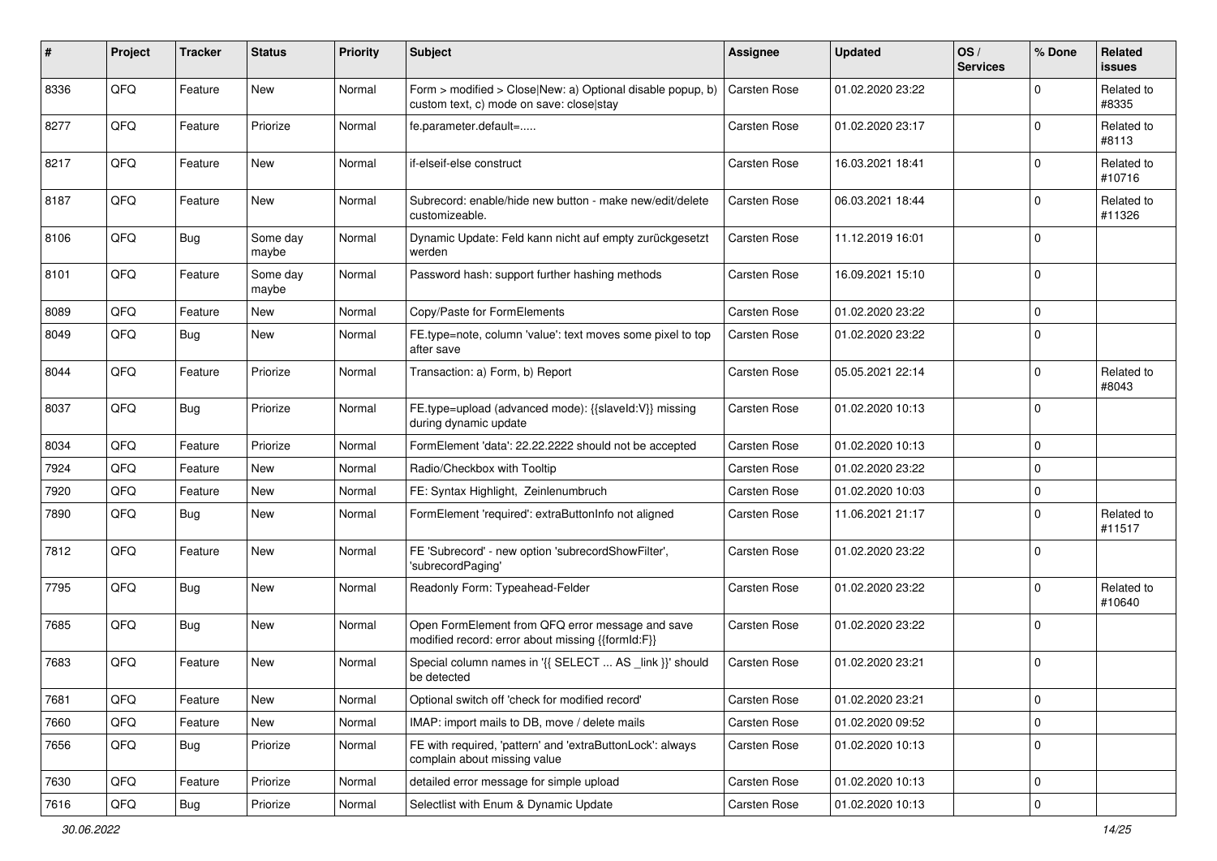| # | Project | Tracker | Status | Priority | Subject | Assignee | Updated | OS / Services | % Done | Related issues |
|---|---|---|---|---|---|---|---|---|---|---|
| 8336 | QFQ | Feature | New | Normal | Form > modified > Close\|New: a) Optional disable popup, b) custom text, c) mode on save: close\|stay | Carsten Rose | 01.02.2020 23:22 | | 0 | Related to #8335 |
| 8277 | QFQ | Feature | Priorize | Normal | fe.parameter.default=..... | Carsten Rose | 01.02.2020 23:17 | | 0 | Related to #8113 |
| 8217 | QFQ | Feature | New | Normal | if-elseif-else construct | Carsten Rose | 16.03.2021 18:41 | | 0 | Related to #10716 |
| 8187 | QFQ | Feature | New | Normal | Subrecord: enable/hide new button - make new/edit/delete customizeable. | Carsten Rose | 06.03.2021 18:44 | | 0 | Related to #11326 |
| 8106 | QFQ | Bug | Some day maybe | Normal | Dynamic Update: Feld kann nicht auf empty zurückgesetzt werden | Carsten Rose | 11.12.2019 16:01 | | 0 | |
| 8101 | QFQ | Feature | Some day maybe | Normal | Password hash: support further hashing methods | Carsten Rose | 16.09.2021 15:10 | | 0 | |
| 8089 | QFQ | Feature | New | Normal | Copy/Paste for FormElements | Carsten Rose | 01.02.2020 23:22 | | 0 | |
| 8049 | QFQ | Bug | New | Normal | FE.type=note, column 'value': text moves some pixel to top after save | Carsten Rose | 01.02.2020 23:22 | | 0 | |
| 8044 | QFQ | Feature | Priorize | Normal | Transaction: a) Form, b) Report | Carsten Rose | 05.05.2021 22:14 | | 0 | Related to #8043 |
| 8037 | QFQ | Bug | Priorize | Normal | FE.type=upload (advanced mode): {{slaveId:V}} missing during dynamic update | Carsten Rose | 01.02.2020 10:13 | | 0 | |
| 8034 | QFQ | Feature | Priorize | Normal | FormElement 'data': 22.22.2222 should not be accepted | Carsten Rose | 01.02.2020 10:13 | | 0 | |
| 7924 | QFQ | Feature | New | Normal | Radio/Checkbox with Tooltip | Carsten Rose | 01.02.2020 23:22 | | 0 | |
| 7920 | QFQ | Feature | New | Normal | FE: Syntax Highlight, Zeilenumbruch | Carsten Rose | 01.02.2020 10:03 | | 0 | |
| 7890 | QFQ | Bug | New | Normal | FormElement 'required': extraButtonInfo not aligned | Carsten Rose | 11.06.2021 21:17 | | 0 | Related to #11517 |
| 7812 | QFQ | Feature | New | Normal | FE 'Subrecord' - new option 'subrecordShowFilter', 'subrecordPaging' | Carsten Rose | 01.02.2020 23:22 | | 0 | |
| 7795 | QFQ | Bug | New | Normal | Readonly Form: Typeahead-Felder | Carsten Rose | 01.02.2020 23:22 | | 0 | Related to #10640 |
| 7685 | QFQ | Bug | New | Normal | Open FormElement from QFQ error message and save modified record: error about missing {{formId:F}} | Carsten Rose | 01.02.2020 23:22 | | 0 | |
| 7683 | QFQ | Feature | New | Normal | Special column names in '{{ SELECT ... AS _link }}' should be detected | Carsten Rose | 01.02.2020 23:21 | | 0 | |
| 7681 | QFQ | Feature | New | Normal | Optional switch off 'check for modified record' | Carsten Rose | 01.02.2020 23:21 | | 0 | |
| 7660 | QFQ | Feature | New | Normal | IMAP: import mails to DB, move / delete mails | Carsten Rose | 01.02.2020 09:52 | | 0 | |
| 7656 | QFQ | Bug | Priorize | Normal | FE with required, 'pattern' and 'extraButtonLock': always complain about missing value | Carsten Rose | 01.02.2020 10:13 | | 0 | |
| 7630 | QFQ | Feature | Priorize | Normal | detailed error message for simple upload | Carsten Rose | 01.02.2020 10:13 | | 0 | |
| 7616 | QFQ | Bug | Priorize | Normal | Selectlist with Enum & Dynamic Update | Carsten Rose | 01.02.2020 10:13 | | 0 | |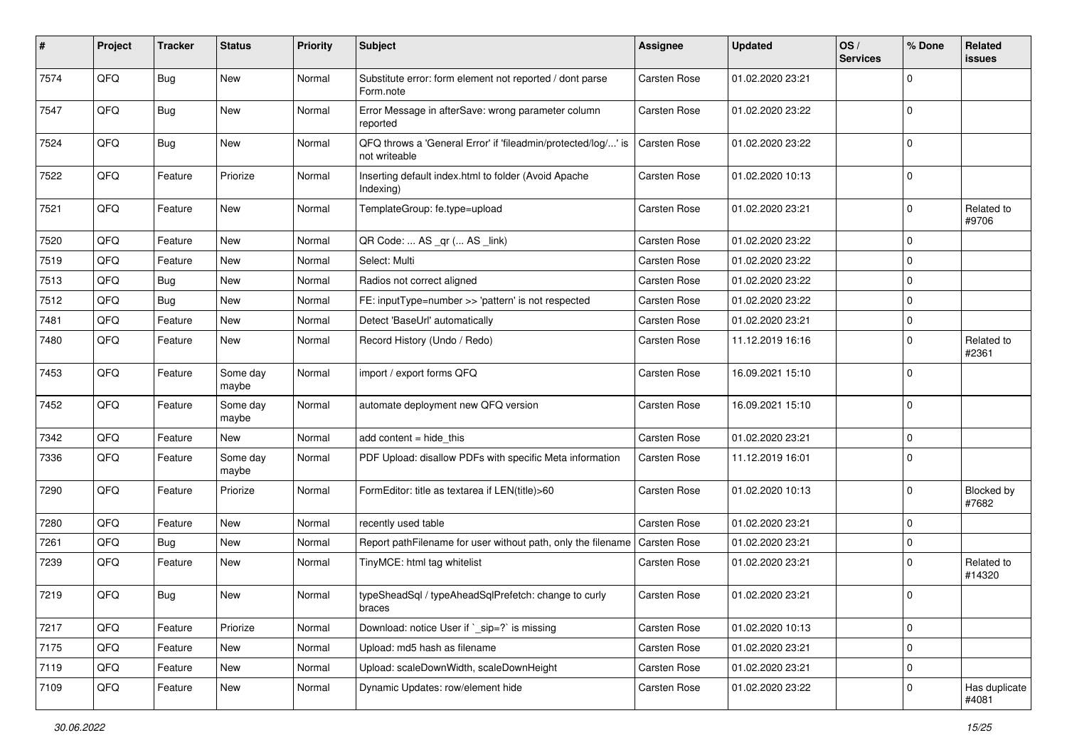| # | Project | Tracker | Status | Priority | Subject | Assignee | Updated | OS / Services | % Done | Related issues |
|---|---|---|---|---|---|---|---|---|---|---|
| 7574 | QFQ | Bug | New | Normal | Substitute error: form element not reported / dont parse Form.note | Carsten Rose | 01.02.2020 23:21 | | 0 | |
| 7547 | QFQ | Bug | New | Normal | Error Message in afterSave: wrong parameter column reported | Carsten Rose | 01.02.2020 23:22 | | 0 | |
| 7524 | QFQ | Bug | New | Normal | QFQ throws a 'General Error' if 'fileadmin/protected/log/...' is not writeable | Carsten Rose | 01.02.2020 23:22 | | 0 | |
| 7522 | QFQ | Feature | Priorize | Normal | Inserting default index.html to folder (Avoid Apache Indexing) | Carsten Rose | 01.02.2020 10:13 | | 0 | |
| 7521 | QFQ | Feature | New | Normal | TemplateGroup: fe.type=upload | Carsten Rose | 01.02.2020 23:21 | | 0 | Related to #9706 |
| 7520 | QFQ | Feature | New | Normal | QR Code: ... AS _qr (... AS _link) | Carsten Rose | 01.02.2020 23:22 | | 0 | |
| 7519 | QFQ | Feature | New | Normal | Select: Multi | Carsten Rose | 01.02.2020 23:22 | | 0 | |
| 7513 | QFQ | Bug | New | Normal | Radios not correct aligned | Carsten Rose | 01.02.2020 23:22 | | 0 | |
| 7512 | QFQ | Bug | New | Normal | FE: inputType=number >> 'pattern' is not respected | Carsten Rose | 01.02.2020 23:22 | | 0 | |
| 7481 | QFQ | Feature | New | Normal | Detect 'BaseUrl' automatically | Carsten Rose | 01.02.2020 23:21 | | 0 | |
| 7480 | QFQ | Feature | New | Normal | Record History (Undo / Redo) | Carsten Rose | 11.12.2019 16:16 | | 0 | Related to #2361 |
| 7453 | QFQ | Feature | Some day maybe | Normal | import / export forms QFQ | Carsten Rose | 16.09.2021 15:10 | | 0 | |
| 7452 | QFQ | Feature | Some day maybe | Normal | automate deployment new QFQ version | Carsten Rose | 16.09.2021 15:10 | | 0 | |
| 7342 | QFQ | Feature | New | Normal | add content = hide_this | Carsten Rose | 01.02.2020 23:21 | | 0 | |
| 7336 | QFQ | Feature | Some day maybe | Normal | PDF Upload: disallow PDFs with specific Meta information | Carsten Rose | 11.12.2019 16:01 | | 0 | |
| 7290 | QFQ | Feature | Priorize | Normal | FormEditor: title as textarea if LEN(title)>60 | Carsten Rose | 01.02.2020 10:13 | | 0 | Blocked by #7682 |
| 7280 | QFQ | Feature | New | Normal | recently used table | Carsten Rose | 01.02.2020 23:21 | | 0 | |
| 7261 | QFQ | Bug | New | Normal | Report pathFilename for user without path, only the filename | Carsten Rose | 01.02.2020 23:21 | | 0 | |
| 7239 | QFQ | Feature | New | Normal | TinyMCE: html tag whitelist | Carsten Rose | 01.02.2020 23:21 | | 0 | Related to #14320 |
| 7219 | QFQ | Bug | New | Normal | typeSheadSql / typeAheadSqlPrefetch: change to curly braces | Carsten Rose | 01.02.2020 23:21 | | 0 | |
| 7217 | QFQ | Feature | Priorize | Normal | Download: notice User if `_sip=?` is missing | Carsten Rose | 01.02.2020 10:13 | | 0 | |
| 7175 | QFQ | Feature | New | Normal | Upload: md5 hash as filename | Carsten Rose | 01.02.2020 23:21 | | 0 | |
| 7119 | QFQ | Feature | New | Normal | Upload: scaleDownWidth, scaleDownHeight | Carsten Rose | 01.02.2020 23:21 | | 0 | |
| 7109 | QFQ | Feature | New | Normal | Dynamic Updates: row/element hide | Carsten Rose | 01.02.2020 23:22 | | 0 | Has duplicate #4081 |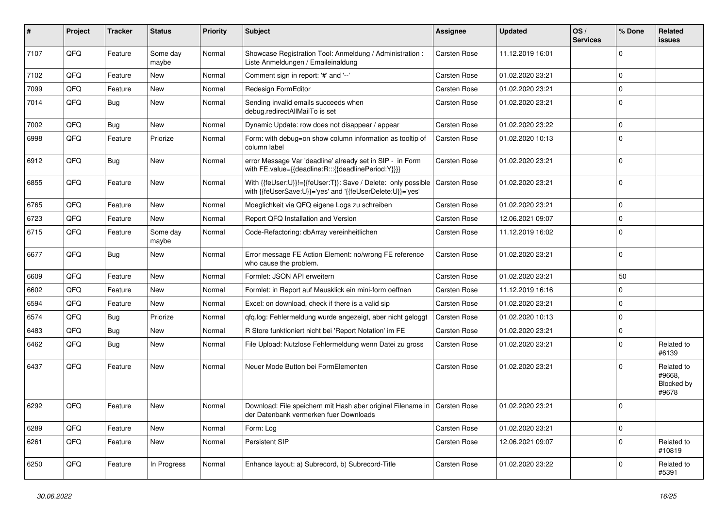| # | Project | Tracker | Status | Priority | Subject | Assignee | Updated | OS / Services | % Done | Related issues |
|---|---|---|---|---|---|---|---|---|---|---|
| 7107 | QFQ | Feature | Some day maybe | Normal | Showcase Registration Tool: Anmeldung / Administration : Liste Anmeldungen / Emaileinaldung | Carsten Rose | 11.12.2019 16:01 | | 0 | |
| 7102 | QFQ | Feature | New | Normal | Comment sign in report: '#' and '--' | Carsten Rose | 01.02.2020 23:21 | | 0 | |
| 7099 | QFQ | Feature | New | Normal | Redesign FormEditor | Carsten Rose | 01.02.2020 23:21 | | 0 | |
| 7014 | QFQ | Bug | New | Normal | Sending invalid emails succeeds when debug.redirectAllMailTo is set | Carsten Rose | 01.02.2020 23:21 | | 0 | |
| 7002 | QFQ | Bug | New | Normal | Dynamic Update: row does not disappear / appear | Carsten Rose | 01.02.2020 23:22 | | 0 | |
| 6998 | QFQ | Feature | Priorize | Normal | Form: with debug=on show column information as tooltip of column label | Carsten Rose | 01.02.2020 10:13 | | 0 | |
| 6912 | QFQ | Bug | New | Normal | error Message Var 'deadline' already set in SIP - in Form with FE.value={{deadline:R:::{{deadlinePeriod:Y}}}} | Carsten Rose | 01.02.2020 23:21 | | 0 | |
| 6855 | QFQ | Feature | New | Normal | With {{feUser:U}}!={{feUser:T}}: Save / Delete: only possible with {{feUserSave:U}}='yes' and '{{feUserDelete:U}}='yes' | Carsten Rose | 01.02.2020 23:21 | | 0 | |
| 6765 | QFQ | Feature | New | Normal | Moeglichkeit via QFQ eigene Logs zu schreiben | Carsten Rose | 01.02.2020 23:21 | | 0 | |
| 6723 | QFQ | Feature | New | Normal | Report QFQ Installation and Version | Carsten Rose | 12.06.2021 09:07 | | 0 | |
| 6715 | QFQ | Feature | Some day maybe | Normal | Code-Refactoring: dbArray vereinheitlichen | Carsten Rose | 11.12.2019 16:02 | | 0 | |
| 6677 | QFQ | Bug | New | Normal | Error message FE Action Element: no/wrong FE reference who cause the problem. | Carsten Rose | 01.02.2020 23:21 | | 0 | |
| 6609 | QFQ | Feature | New | Normal | Formlet: JSON API erweitern | Carsten Rose | 01.02.2020 23:21 | | 50 | |
| 6602 | QFQ | Feature | New | Normal | Formlet: in Report auf Mausklick ein mini-form oeffnen | Carsten Rose | 11.12.2019 16:16 | | 0 | |
| 6594 | QFQ | Feature | New | Normal | Excel: on download, check if there is a valid sip | Carsten Rose | 01.02.2020 23:21 | | 0 | |
| 6574 | QFQ | Bug | Priorize | Normal | qfq.log: Fehlermeldung wurde angezeigt, aber nicht geloggt | Carsten Rose | 01.02.2020 10:13 | | 0 | |
| 6483 | QFQ | Bug | New | Normal | R Store funktioniert nicht bei 'Report Notation' im FE | Carsten Rose | 01.02.2020 23:21 | | 0 | |
| 6462 | QFQ | Bug | New | Normal | File Upload: Nutzlose Fehlermeldung wenn Datei zu gross | Carsten Rose | 01.02.2020 23:21 | | 0 | Related to #6139 |
| 6437 | QFQ | Feature | New | Normal | Neuer Mode Button bei FormElementen | Carsten Rose | 01.02.2020 23:21 | | 0 | Related to #9668, Blocked by #9678 |
| 6292 | QFQ | Feature | New | Normal | Download: File speichern mit Hash aber original Filename in der Datenbank vermerken fuer Downloads | Carsten Rose | 01.02.2020 23:21 | | 0 | |
| 6289 | QFQ | Feature | New | Normal | Form: Log | Carsten Rose | 01.02.2020 23:21 | | 0 | |
| 6261 | QFQ | Feature | New | Normal | Persistent SIP | Carsten Rose | 12.06.2021 09:07 | | 0 | Related to #10819 |
| 6250 | QFQ | Feature | In Progress | Normal | Enhance layout: a) Subrecord, b) Subrecord-Title | Carsten Rose | 01.02.2020 23:22 | | 0 | Related to #5391 |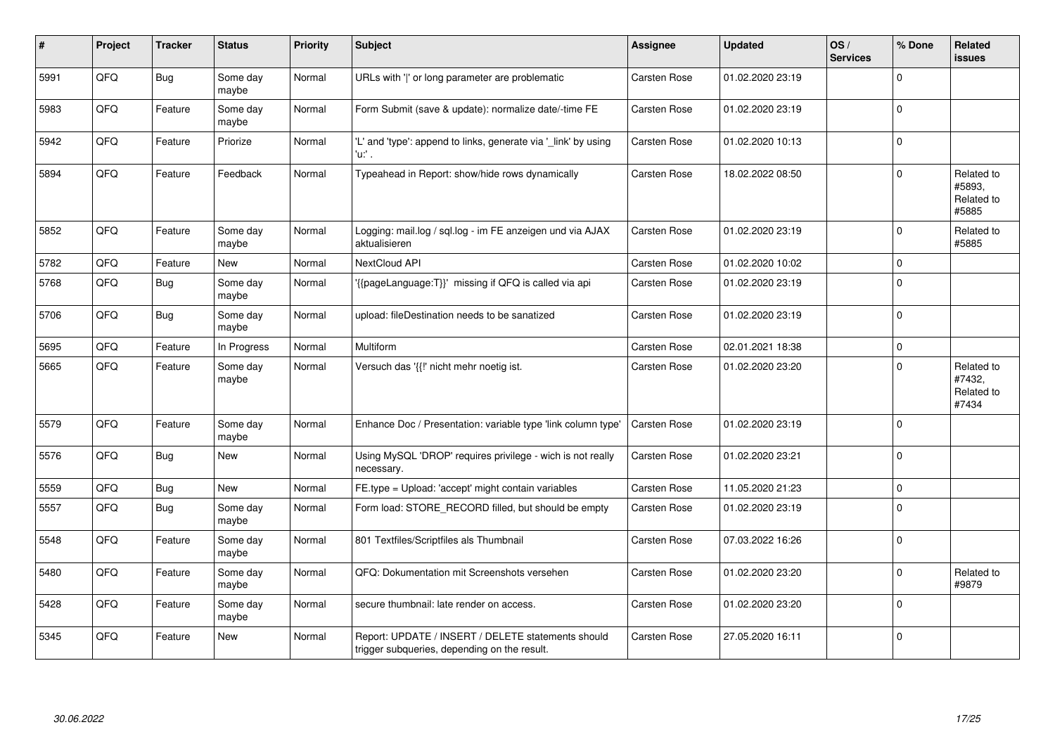| # | Project | Tracker | Status | Priority | Subject | Assignee | Updated | OS / Services | % Done | Related issues |
|---|---|---|---|---|---|---|---|---|---|---|
| 5991 | QFQ | Bug | Some day maybe | Normal | URLs with '\|' or long parameter are problematic | Carsten Rose | 01.02.2020 23:19 | | 0 | |
| 5983 | QFQ | Feature | Some day maybe | Normal | Form Submit (save & update): normalize date/-time FE | Carsten Rose | 01.02.2020 23:19 | | 0 | |
| 5942 | QFQ | Feature | Priorize | Normal | 'L' and 'type': append to links, generate via '_link' by using 'u:' . | Carsten Rose | 01.02.2020 10:13 | | 0 | |
| 5894 | QFQ | Feature | Feedback | Normal | Typeahead in Report: show/hide rows dynamically | Carsten Rose | 18.02.2022 08:50 | | 0 | Related to #5893, Related to #5885 |
| 5852 | QFQ | Feature | Some day maybe | Normal | Logging: mail.log / sql.log - im FE anzeigen und via AJAX aktualisieren | Carsten Rose | 01.02.2020 23:19 | | 0 | Related to #5885 |
| 5782 | QFQ | Feature | New | Normal | NextCloud API | Carsten Rose | 01.02.2020 10:02 | | 0 | |
| 5768 | QFQ | Bug | Some day maybe | Normal | '{{pageLanguage:T}}' missing if QFQ is called via api | Carsten Rose | 01.02.2020 23:19 | | 0 | |
| 5706 | QFQ | Bug | Some day maybe | Normal | upload: fileDestination needs to be sanatized | Carsten Rose | 01.02.2020 23:19 | | 0 | |
| 5695 | QFQ | Feature | In Progress | Normal | Multiform | Carsten Rose | 02.01.2021 18:38 | | 0 | |
| 5665 | QFQ | Feature | Some day maybe | Normal | Versuch das '{{!' nicht mehr noetig ist. | Carsten Rose | 01.02.2020 23:20 | | 0 | Related to #7432, Related to #7434 |
| 5579 | QFQ | Feature | Some day maybe | Normal | Enhance Doc / Presentation: variable type 'link column type' | Carsten Rose | 01.02.2020 23:19 | | 0 | |
| 5576 | QFQ | Bug | New | Normal | Using MySQL 'DROP' requires privilege - wich is not really necessary. | Carsten Rose | 01.02.2020 23:21 | | 0 | |
| 5559 | QFQ | Bug | New | Normal | FE.type = Upload: 'accept' might contain variables | Carsten Rose | 11.05.2020 21:23 | | 0 | |
| 5557 | QFQ | Bug | Some day maybe | Normal | Form load: STORE_RECORD filled, but should be empty | Carsten Rose | 01.02.2020 23:19 | | 0 | |
| 5548 | QFQ | Feature | Some day maybe | Normal | 801 Textfiles/Scriptfiles als Thumbnail | Carsten Rose | 07.03.2022 16:26 | | 0 | |
| 5480 | QFQ | Feature | Some day maybe | Normal | QFQ: Dokumentation mit Screenshots versehen | Carsten Rose | 01.02.2020 23:20 | | 0 | Related to #9879 |
| 5428 | QFQ | Feature | Some day maybe | Normal | secure thumbnail: late render on access. | Carsten Rose | 01.02.2020 23:20 | | 0 | |
| 5345 | QFQ | Feature | New | Normal | Report: UPDATE / INSERT / DELETE statements should trigger subqueries, depending on the result. | Carsten Rose | 27.05.2020 16:11 | | 0 | |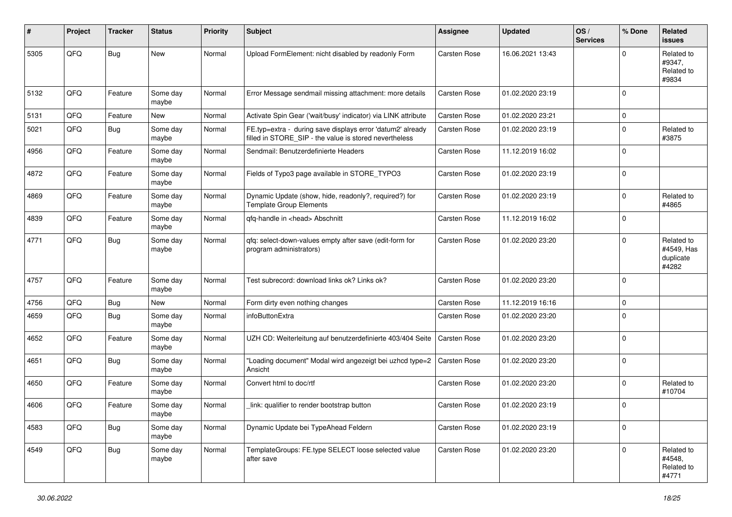| # | Project | Tracker | Status | Priority | Subject | Assignee | Updated | OS / Services | % Done | Related issues |
|---|---|---|---|---|---|---|---|---|---|---|
| 5305 | QFQ | Bug | New | Normal | Upload FormElement: nicht disabled by readonly Form | Carsten Rose | 16.06.2021 13:43 | | 0 | Related to #9347, Related to #9834 |
| 5132 | QFQ | Feature | Some day maybe | Normal | Error Message sendmail missing attachment: more details | Carsten Rose | 01.02.2020 23:19 | | 0 | |
| 5131 | QFQ | Feature | New | Normal | Activate Spin Gear ('wait/busy' indicator) via LINK attribute | Carsten Rose | 01.02.2020 23:21 | | 0 | |
| 5021 | QFQ | Bug | Some day maybe | Normal | FE.typ=extra - during save displays error 'datum2' already filled in STORE_SIP - the value is stored nevertheless | Carsten Rose | 01.02.2020 23:19 | | 0 | Related to #3875 |
| 4956 | QFQ | Feature | Some day maybe | Normal | Sendmail: Benutzerdefinierte Headers | Carsten Rose | 11.12.2019 16:02 | | 0 | |
| 4872 | QFQ | Feature | Some day maybe | Normal | Fields of Typo3 page available in STORE_TYPO3 | Carsten Rose | 01.02.2020 23:19 | | 0 | |
| 4869 | QFQ | Feature | Some day maybe | Normal | Dynamic Update (show, hide, readonly?, required?) for Template Group Elements | Carsten Rose | 01.02.2020 23:19 | | 0 | Related to #4865 |
| 4839 | QFQ | Feature | Some day maybe | Normal | qfq-handle in <head> Abschnitt | Carsten Rose | 11.12.2019 16:02 | | 0 | |
| 4771 | QFQ | Bug | Some day maybe | Normal | qfq: select-down-values empty after save (edit-form for program administrators) | Carsten Rose | 01.02.2020 23:20 | | 0 | Related to #4549, Has duplicate #4282 |
| 4757 | QFQ | Feature | Some day maybe | Normal | Test subrecord: download links ok? Links ok? | Carsten Rose | 01.02.2020 23:20 | | 0 | |
| 4756 | QFQ | Bug | New | Normal | Form dirty even nothing changes | Carsten Rose | 11.12.2019 16:16 | | 0 | |
| 4659 | QFQ | Bug | Some day maybe | Normal | infoButtonExtra | Carsten Rose | 01.02.2020 23:20 | | 0 | |
| 4652 | QFQ | Feature | Some day maybe | Normal | UZH CD: Weiterleitung auf benutzerdefinierte 403/404 Seite | Carsten Rose | 01.02.2020 23:20 | | 0 | |
| 4651 | QFQ | Bug | Some day maybe | Normal | "Loading document" Modal wird angezeigt bei uzhcd type=2 Ansicht | Carsten Rose | 01.02.2020 23:20 | | 0 | |
| 4650 | QFQ | Feature | Some day maybe | Normal | Convert html to doc/rtf | Carsten Rose | 01.02.2020 23:20 | | 0 | Related to #10704 |
| 4606 | QFQ | Feature | Some day maybe | Normal | _link: qualifier to render bootstrap button | Carsten Rose | 01.02.2020 23:19 | | 0 | |
| 4583 | QFQ | Bug | Some day maybe | Normal | Dynamic Update bei TypeAhead Feldern | Carsten Rose | 01.02.2020 23:19 | | 0 | |
| 4549 | QFQ | Bug | Some day maybe | Normal | TemplateGroups: FE.type SELECT loose selected value after save | Carsten Rose | 01.02.2020 23:20 | | 0 | Related to #4548, Related to #4771 |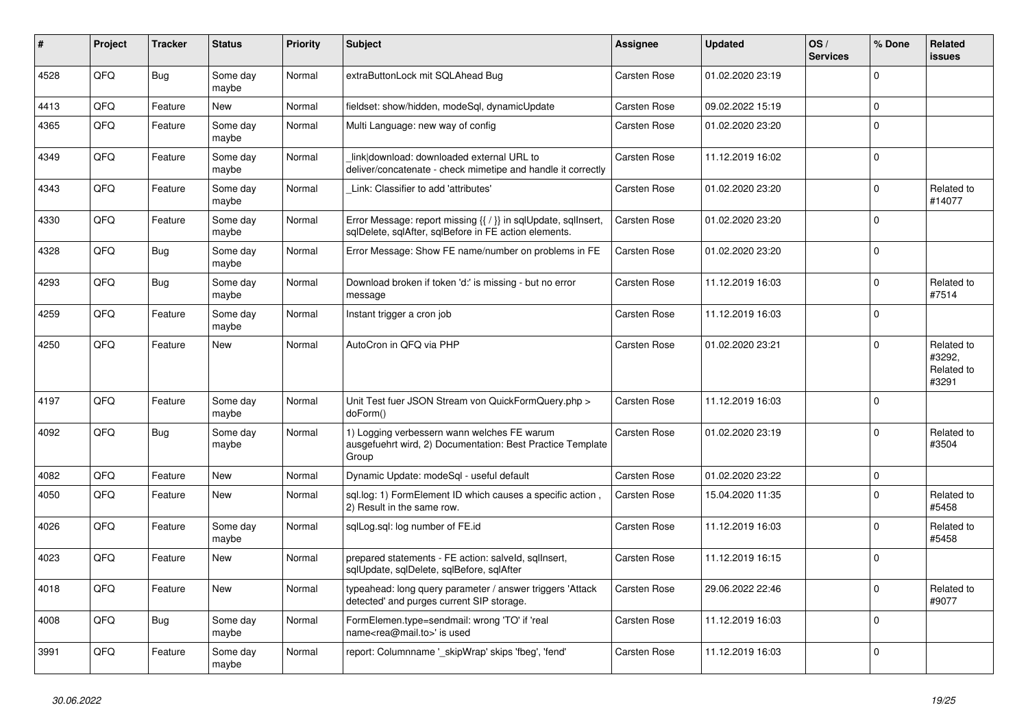| # | Project | Tracker | Status | Priority | Subject | Assignee | Updated | OS / Services | % Done | Related issues |
|---|---|---|---|---|---|---|---|---|---|---|
| 4528 | QFQ | Bug | Some day maybe | Normal | extraButtonLock mit SQLAhead Bug | Carsten Rose | 01.02.2020 23:19 | | 0 | |
| 4413 | QFQ | Feature | New | Normal | fieldset: show/hidden, modeSql, dynamicUpdate | Carsten Rose | 09.02.2022 15:19 | | 0 | |
| 4365 | QFQ | Feature | Some day maybe | Normal | Multi Language: new way of config | Carsten Rose | 01.02.2020 23:20 | | 0 | |
| 4349 | QFQ | Feature | Some day maybe | Normal | _link\|download: downloaded external URL to deliver/concatenate - check mimetipe and handle it correctly | Carsten Rose | 11.12.2019 16:02 | | 0 | |
| 4343 | QFQ | Feature | Some day maybe | Normal | _Link: Classifier to add 'attributes' | Carsten Rose | 01.02.2020 23:20 | | 0 | Related to #14077 |
| 4330 | QFQ | Feature | Some day maybe | Normal | Error Message: report missing {{ / }} in sqlUpdate, sqlInsert, sqlDelete, sqlAfter, sqlBefore in FE action elements. | Carsten Rose | 01.02.2020 23:20 | | 0 | |
| 4328 | QFQ | Bug | Some day maybe | Normal | Error Message: Show FE name/number on problems in FE | Carsten Rose | 01.02.2020 23:20 | | 0 | |
| 4293 | QFQ | Bug | Some day maybe | Normal | Download broken if token 'd:' is missing - but no error message | Carsten Rose | 11.12.2019 16:03 | | 0 | Related to #7514 |
| 4259 | QFQ | Feature | Some day maybe | Normal | Instant trigger a cron job | Carsten Rose | 11.12.2019 16:03 | | 0 | |
| 4250 | QFQ | Feature | New | Normal | AutoCron in QFQ via PHP | Carsten Rose | 01.02.2020 23:21 | | 0 | Related to #3292, Related to #3291 |
| 4197 | QFQ | Feature | Some day maybe | Normal | Unit Test fuer JSON Stream von QuickFormQuery.php > doForm() | Carsten Rose | 11.12.2019 16:03 | | 0 | |
| 4092 | QFQ | Bug | Some day maybe | Normal | 1) Logging verbessern wann welches FE warum ausgefuehrt wird, 2) Documentation: Best Practice Template Group | Carsten Rose | 01.02.2020 23:19 | | 0 | Related to #3504 |
| 4082 | QFQ | Feature | New | Normal | Dynamic Update: modeSql - useful default | Carsten Rose | 01.02.2020 23:22 | | 0 | |
| 4050 | QFQ | Feature | New | Normal | sql.log: 1) FormElement ID which causes a specific action , 2) Result in the same row. | Carsten Rose | 15.04.2020 11:35 | | 0 | Related to #5458 |
| 4026 | QFQ | Feature | Some day maybe | Normal | sqlLog.sql: log number of FE.id | Carsten Rose | 11.12.2019 16:03 | | 0 | Related to #5458 |
| 4023 | QFQ | Feature | New | Normal | prepared statements - FE action: salveld, sqlInsert, sqlUpdate, sqlDelete, sqlBefore, sqlAfter | Carsten Rose | 11.12.2019 16:15 | | 0 | |
| 4018 | QFQ | Feature | New | Normal | typeahead: long query parameter / answer triggers 'Attack detected' and purges current SIP storage. | Carsten Rose | 29.06.2022 22:46 | | 0 | Related to #9077 |
| 4008 | QFQ | Bug | Some day maybe | Normal | FormElemen.type=sendmail: wrong 'TO' if 'real name<rea@mail.to>' is used | Carsten Rose | 11.12.2019 16:03 | | 0 | |
| 3991 | QFQ | Feature | Some day maybe | Normal | report: Columnname '_skipWrap' skips 'fbeg', 'fend' | Carsten Rose | 11.12.2019 16:03 | | 0 | |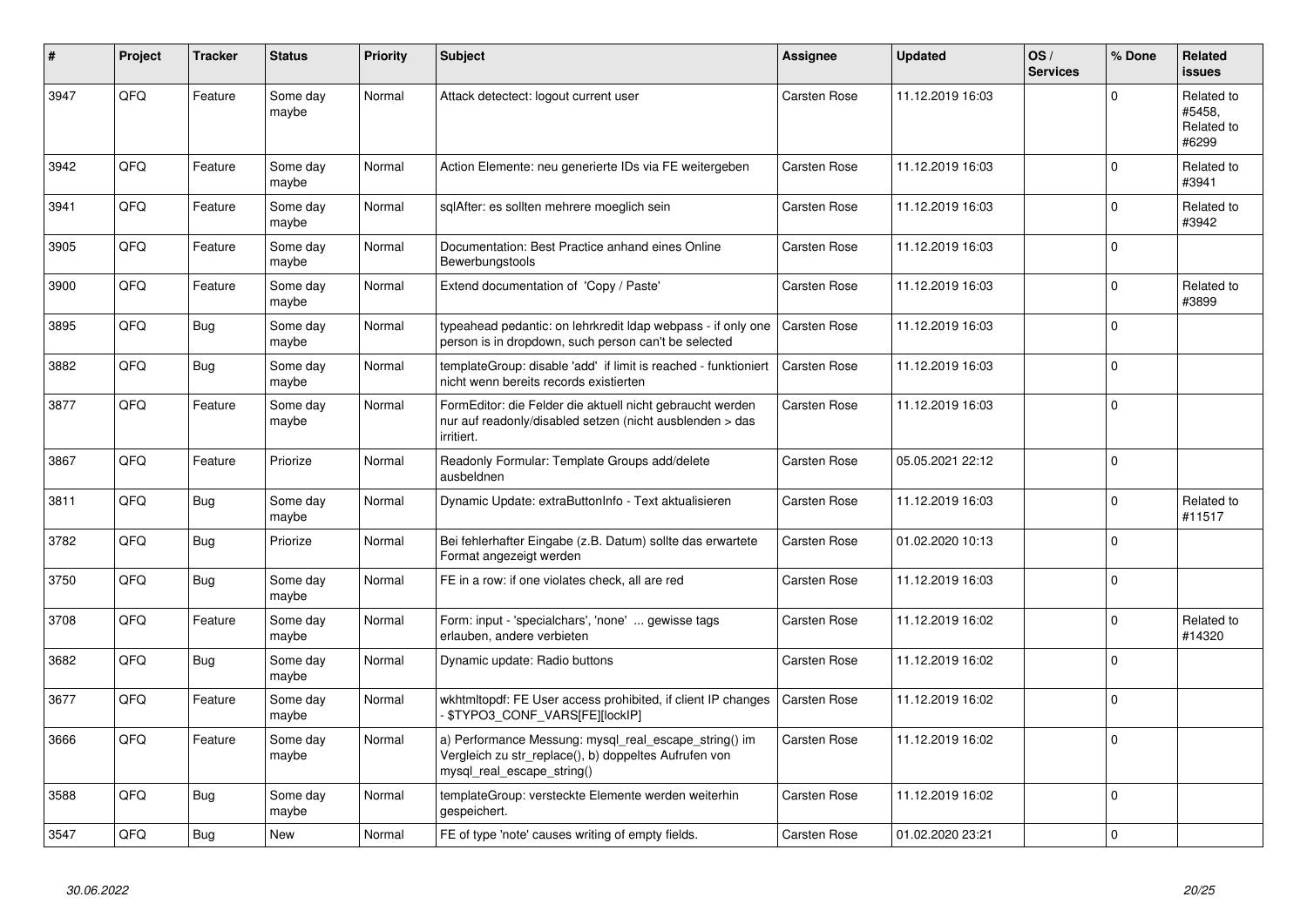| # | Project | Tracker | Status | Priority | Subject | Assignee | Updated | OS / Services | % Done | Related issues |
|---|---|---|---|---|---|---|---|---|---|---|
| 3947 | QFQ | Feature | Some day maybe | Normal | Attack detectect: logout current user | Carsten Rose | 11.12.2019 16:03 | | 0 | Related to #5458, Related to #6299 |
| 3942 | QFQ | Feature | Some day maybe | Normal | Action Elemente: neu generierte IDs via FE weitergeben | Carsten Rose | 11.12.2019 16:03 | | 0 | Related to #3941 |
| 3941 | QFQ | Feature | Some day maybe | Normal | sqlAfter: es sollten mehrere moeglich sein | Carsten Rose | 11.12.2019 16:03 | | 0 | Related to #3942 |
| 3905 | QFQ | Feature | Some day maybe | Normal | Documentation: Best Practice anhand eines Online Bewerbungstools | Carsten Rose | 11.12.2019 16:03 | | 0 | |
| 3900 | QFQ | Feature | Some day maybe | Normal | Extend documentation of 'Copy / Paste' | Carsten Rose | 11.12.2019 16:03 | | 0 | Related to #3899 |
| 3895 | QFQ | Bug | Some day maybe | Normal | typeahead pedantic: on lehrkredit ldap webpass - if only one person is in dropdown, such person can't be selected | Carsten Rose | 11.12.2019 16:03 | | 0 | |
| 3882 | QFQ | Bug | Some day maybe | Normal | templateGroup: disable 'add' if limit is reached - funktioniert nicht wenn bereits records existierten | Carsten Rose | 11.12.2019 16:03 | | 0 | |
| 3877 | QFQ | Feature | Some day maybe | Normal | FormEditor: die Felder die aktuell nicht gebraucht werden nur auf readonly/disabled setzen (nicht ausblenden > das irritiert. | Carsten Rose | 11.12.2019 16:03 | | 0 | |
| 3867 | QFQ | Feature | Priorize | Normal | Readonly Formular: Template Groups add/delete ausbeldnen | Carsten Rose | 05.05.2021 22:12 | | 0 | |
| 3811 | QFQ | Bug | Some day maybe | Normal | Dynamic Update: extraButtonInfo - Text aktualisieren | Carsten Rose | 11.12.2019 16:03 | | 0 | Related to #11517 |
| 3782 | QFQ | Bug | Priorize | Normal | Bei fehlerhafter Eingabe (z.B. Datum) sollte das erwartete Format angezeigt werden | Carsten Rose | 01.02.2020 10:13 | | 0 | |
| 3750 | QFQ | Bug | Some day maybe | Normal | FE in a row: if one violates check, all are red | Carsten Rose | 11.12.2019 16:03 | | 0 | |
| 3708 | QFQ | Feature | Some day maybe | Normal | Form: input - 'specialchars', 'none' ... gewisse tags erlauben, andere verbieten | Carsten Rose | 11.12.2019 16:02 | | 0 | Related to #14320 |
| 3682 | QFQ | Bug | Some day maybe | Normal | Dynamic update: Radio buttons | Carsten Rose | 11.12.2019 16:02 | | 0 | |
| 3677 | QFQ | Feature | Some day maybe | Normal | wkhtmltopdf: FE User access prohibited, if client IP changes - $TYPO3_CONF_VARS[FE][lockIP] | Carsten Rose | 11.12.2019 16:02 | | 0 | |
| 3666 | QFQ | Feature | Some day maybe | Normal | a) Performance Messung: mysql_real_escape_string() im Vergleich zu str_replace(), b) doppeltes Aufrufen von mysql_real_escape_string() | Carsten Rose | 11.12.2019 16:02 | | 0 | |
| 3588 | QFQ | Bug | Some day maybe | Normal | templateGroup: versteckte Elemente werden weiterhin gespeichert. | Carsten Rose | 11.12.2019 16:02 | | 0 | |
| 3547 | QFQ | Bug | New | Normal | FE of type 'note' causes writing of empty fields. | Carsten Rose | 01.02.2020 23:21 | | 0 | |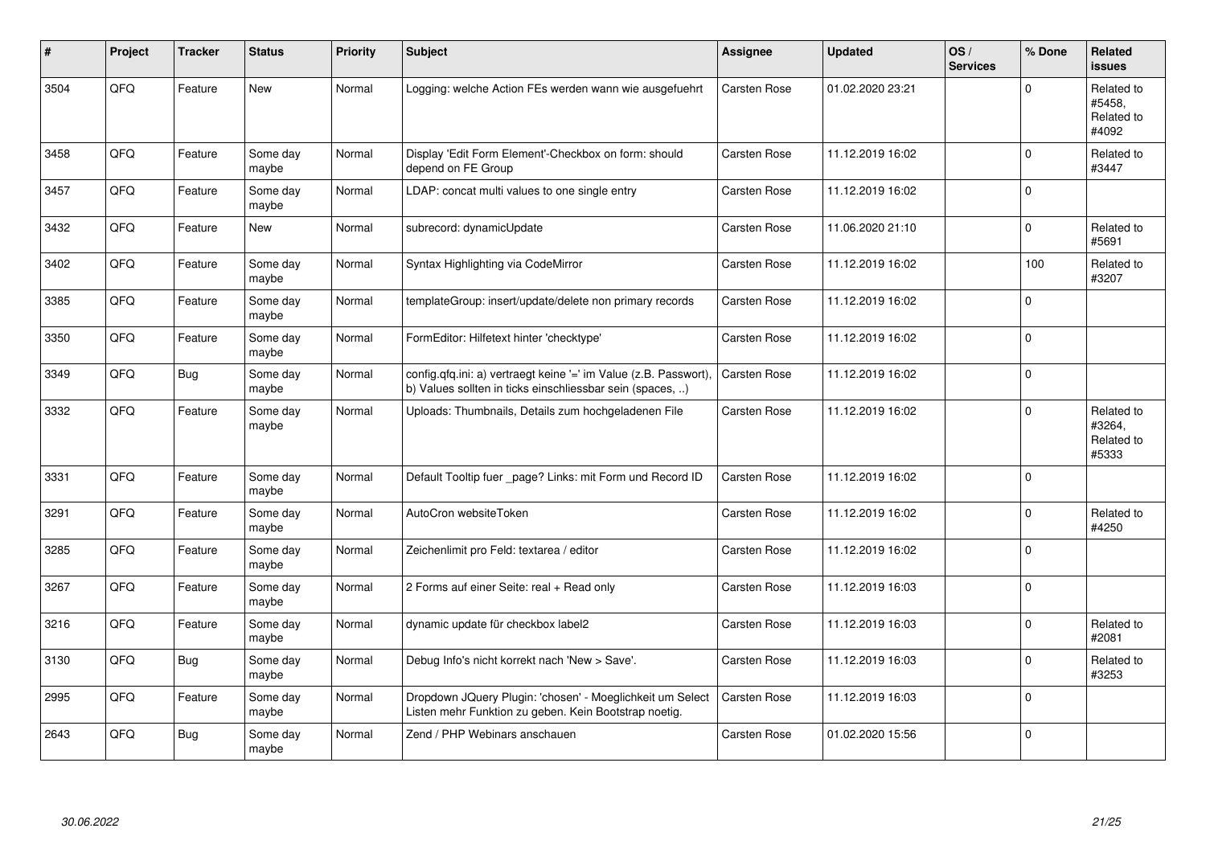| # | Project | Tracker | Status | Priority | Subject | Assignee | Updated | OS / Services | % Done | Related issues |
|---|---|---|---|---|---|---|---|---|---|---|
| 3504 | QFQ | Feature | New | Normal | Logging: welche Action FEs werden wann wie ausgefuehrt | Carsten Rose | 01.02.2020 23:21 | | 0 | Related to #5458, Related to #4092 |
| 3458 | QFQ | Feature | Some day maybe | Normal | Display 'Edit Form Element'-Checkbox on form: should depend on FE Group | Carsten Rose | 11.12.2019 16:02 | | 0 | Related to #3447 |
| 3457 | QFQ | Feature | Some day maybe | Normal | LDAP: concat multi values to one single entry | Carsten Rose | 11.12.2019 16:02 | | 0 | |
| 3432 | QFQ | Feature | New | Normal | subrecord: dynamicUpdate | Carsten Rose | 11.06.2020 21:10 | | 0 | Related to #5691 |
| 3402 | QFQ | Feature | Some day maybe | Normal | Syntax Highlighting via CodeMirror | Carsten Rose | 11.12.2019 16:02 | | 100 | Related to #3207 |
| 3385 | QFQ | Feature | Some day maybe | Normal | templateGroup: insert/update/delete non primary records | Carsten Rose | 11.12.2019 16:02 | | 0 | |
| 3350 | QFQ | Feature | Some day maybe | Normal | FormEditor: Hilfetext hinter 'checktype' | Carsten Rose | 11.12.2019 16:02 | | 0 | |
| 3349 | QFQ | Bug | Some day maybe | Normal | config.qfq.ini: a) vertraegt keine '=' im Value (z.B. Passwort), b) Values sollten in ticks einschliessbar sein (spaces, ..) | Carsten Rose | 11.12.2019 16:02 | | 0 | |
| 3332 | QFQ | Feature | Some day maybe | Normal | Uploads: Thumbnails, Details zum hochgeladenen File | Carsten Rose | 11.12.2019 16:02 | | 0 | Related to #3264, Related to #5333 |
| 3331 | QFQ | Feature | Some day maybe | Normal | Default Tooltip fuer _page? Links: mit Form und Record ID | Carsten Rose | 11.12.2019 16:02 | | 0 | |
| 3291 | QFQ | Feature | Some day maybe | Normal | AutoCron websiteToken | Carsten Rose | 11.12.2019 16:02 | | 0 | Related to #4250 |
| 3285 | QFQ | Feature | Some day maybe | Normal | Zeichenlimit pro Feld: textarea / editor | Carsten Rose | 11.12.2019 16:02 | | 0 | |
| 3267 | QFQ | Feature | Some day maybe | Normal | 2 Forms auf einer Seite: real + Read only | Carsten Rose | 11.12.2019 16:03 | | 0 | |
| 3216 | QFQ | Feature | Some day maybe | Normal | dynamic update für checkbox label2 | Carsten Rose | 11.12.2019 16:03 | | 0 | Related to #2081 |
| 3130 | QFQ | Bug | Some day maybe | Normal | Debug Info's nicht korrekt nach 'New > Save'. | Carsten Rose | 11.12.2019 16:03 | | 0 | Related to #3253 |
| 2995 | QFQ | Feature | Some day maybe | Normal | Dropdown JQuery Plugin: 'chosen' - Moeglichkeit um Select Listen mehr Funktion zu geben. Kein Bootstrap noetig. | Carsten Rose | 11.12.2019 16:03 | | 0 | |
| 2643 | QFQ | Bug | Some day maybe | Normal | Zend / PHP Webinars anschauen | Carsten Rose | 01.02.2020 15:56 | | 0 | |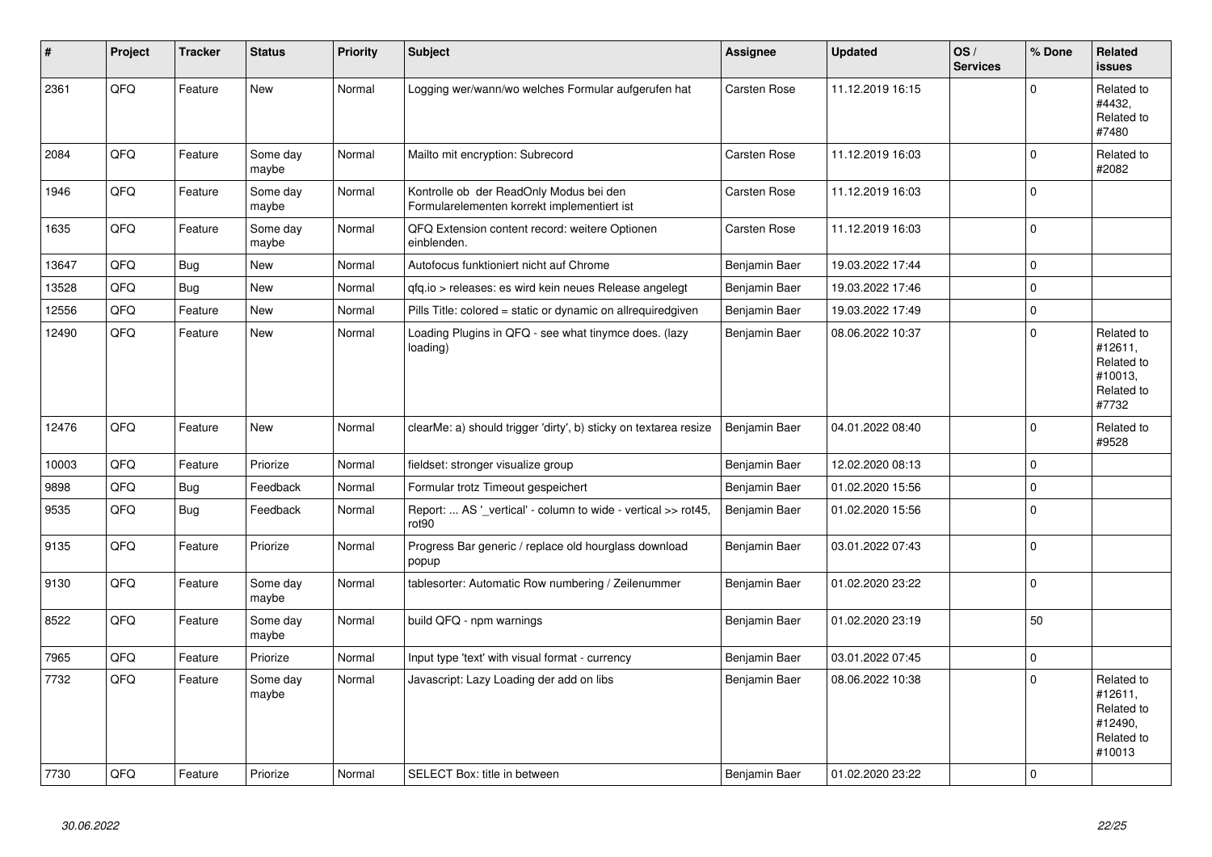| # | Project | Tracker | Status | Priority | Subject | Assignee | Updated | OS / Services | % Done | Related issues |
|---|---|---|---|---|---|---|---|---|---|---|
| 2361 | QFQ | Feature | New | Normal | Logging wer/wann/wo welches Formular aufgerufen hat | Carsten Rose | 11.12.2019 16:15 | | 0 | Related to #4432, Related to #7480 |
| 2084 | QFQ | Feature | Some day maybe | Normal | Mailto mit encryption: Subrecord | Carsten Rose | 11.12.2019 16:03 | | 0 | Related to #2082 |
| 1946 | QFQ | Feature | Some day maybe | Normal | Kontrolle ob der ReadOnly Modus bei den Formularelementen korrekt implementiert ist | Carsten Rose | 11.12.2019 16:03 | | 0 | |
| 1635 | QFQ | Feature | Some day maybe | Normal | QFQ Extension content record: weitere Optionen einblenden. | Carsten Rose | 11.12.2019 16:03 | | 0 | |
| 13647 | QFQ | Bug | New | Normal | Autofocus funktioniert nicht auf Chrome | Benjamin Baer | 19.03.2022 17:44 | | 0 | |
| 13528 | QFQ | Bug | New | Normal | qfq.io > releases: es wird kein neues Release angelegt | Benjamin Baer | 19.03.2022 17:46 | | 0 | |
| 12556 | QFQ | Feature | New | Normal | Pills Title: colored = static or dynamic on allrequiredgiven | Benjamin Baer | 19.03.2022 17:49 | | 0 | |
| 12490 | QFQ | Feature | New | Normal | Loading Plugins in QFQ - see what tinymce does. (lazy loading) | Benjamin Baer | 08.06.2022 10:37 | | 0 | Related to #12611, Related to #10013, Related to #7732 |
| 12476 | QFQ | Feature | New | Normal | clearMe: a) should trigger 'dirty', b) sticky on textarea resize | Benjamin Baer | 04.01.2022 08:40 | | 0 | Related to #9528 |
| 10003 | QFQ | Feature | Priorize | Normal | fieldset: stronger visualize group | Benjamin Baer | 12.02.2020 08:13 | | 0 | |
| 9898 | QFQ | Bug | Feedback | Normal | Formular trotz Timeout gespeichert | Benjamin Baer | 01.02.2020 15:56 | | 0 | |
| 9535 | QFQ | Bug | Feedback | Normal | Report: ... AS '_vertical' - column to wide - vertical >> rot45, rot90 | Benjamin Baer | 01.02.2020 15:56 | | 0 | |
| 9135 | QFQ | Feature | Priorize | Normal | Progress Bar generic / replace old hourglass download popup | Benjamin Baer | 03.01.2022 07:43 | | 0 | |
| 9130 | QFQ | Feature | Some day maybe | Normal | tablesorter: Automatic Row numbering / Zeilenummer | Benjamin Baer | 01.02.2020 23:22 | | 0 | |
| 8522 | QFQ | Feature | Some day maybe | Normal | build QFQ - npm warnings | Benjamin Baer | 01.02.2020 23:19 | | 50 | |
| 7965 | QFQ | Feature | Priorize | Normal | Input type 'text' with visual format - currency | Benjamin Baer | 03.01.2022 07:45 | | 0 | |
| 7732 | QFQ | Feature | Some day maybe | Normal | Javascript: Lazy Loading der add on libs | Benjamin Baer | 08.06.2022 10:38 | | 0 | Related to #12611, Related to #12490, Related to #10013 |
| 7730 | QFQ | Feature | Priorize | Normal | SELECT Box: title in between | Benjamin Baer | 01.02.2020 23:22 | | 0 | |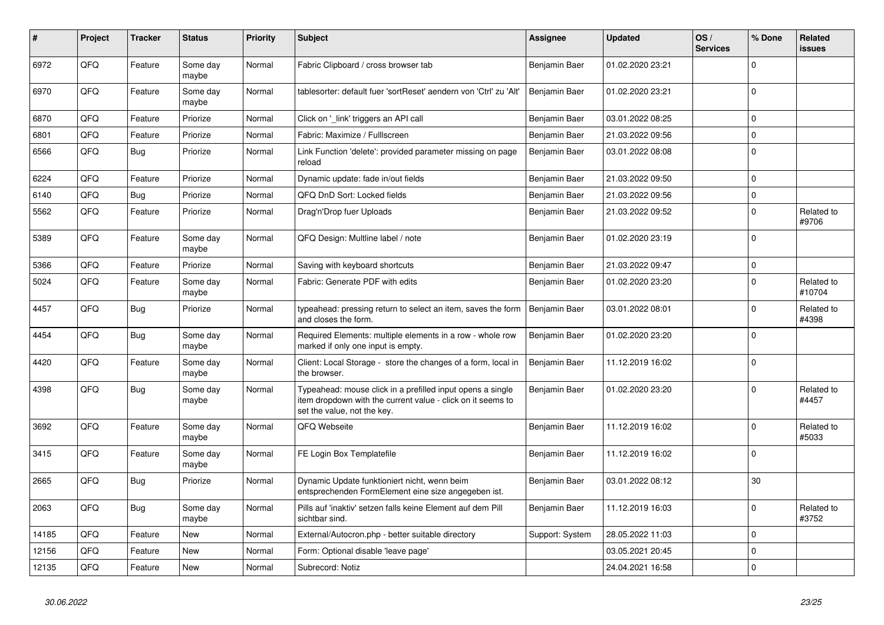| # | Project | Tracker | Status | Priority | Subject | Assignee | Updated | OS / Services | % Done | Related issues |
|---|---|---|---|---|---|---|---|---|---|---|
| 6972 | QFQ | Feature | Some day maybe | Normal | Fabric Clipboard / cross browser tab | Benjamin Baer | 01.02.2020 23:21 | | 0 | |
| 6970 | QFQ | Feature | Some day maybe | Normal | tablesorter: default fuer 'sortReset' aendern von 'Ctrl' zu 'Alt' | Benjamin Baer | 01.02.2020 23:21 | | 0 | |
| 6870 | QFQ | Feature | Priorize | Normal | Click on '_link' triggers an API call | Benjamin Baer | 03.01.2022 08:25 | | 0 | |
| 6801 | QFQ | Feature | Priorize | Normal | Fabric: Maximize / Fulllscreen | Benjamin Baer | 21.03.2022 09:56 | | 0 | |
| 6566 | QFQ | Bug | Priorize | Normal | Link Function 'delete': provided parameter missing on page reload | Benjamin Baer | 03.01.2022 08:08 | | 0 | |
| 6224 | QFQ | Feature | Priorize | Normal | Dynamic update: fade in/out fields | Benjamin Baer | 21.03.2022 09:50 | | 0 | |
| 6140 | QFQ | Bug | Priorize | Normal | QFQ DnD Sort: Locked fields | Benjamin Baer | 21.03.2022 09:56 | | 0 | |
| 5562 | QFQ | Feature | Priorize | Normal | Drag'n'Drop fuer Uploads | Benjamin Baer | 21.03.2022 09:52 | | 0 | Related to #9706 |
| 5389 | QFQ | Feature | Some day maybe | Normal | QFQ Design: Multline label / note | Benjamin Baer | 01.02.2020 23:19 | | 0 | |
| 5366 | QFQ | Feature | Priorize | Normal | Saving with keyboard shortcuts | Benjamin Baer | 21.03.2022 09:47 | | 0 | |
| 5024 | QFQ | Feature | Some day maybe | Normal | Fabric: Generate PDF with edits | Benjamin Baer | 01.02.2020 23:20 | | 0 | Related to #10704 |
| 4457 | QFQ | Bug | Priorize | Normal | typeahead: pressing return to select an item, saves the form and closes the form. | Benjamin Baer | 03.01.2022 08:01 | | 0 | Related to #4398 |
| 4454 | QFQ | Bug | Some day maybe | Normal | Required Elements: multiple elements in a row - whole row marked if only one input is empty. | Benjamin Baer | 01.02.2020 23:20 | | 0 | |
| 4420 | QFQ | Feature | Some day maybe | Normal | Client: Local Storage - store the changes of a form, local in the browser. | Benjamin Baer | 11.12.2019 16:02 | | 0 | |
| 4398 | QFQ | Bug | Some day maybe | Normal | Typeahead: mouse click in a prefilled input opens a single item dropdown with the current value - click on it seems to set the value, not the key. | Benjamin Baer | 01.02.2020 23:20 | | 0 | Related to #4457 |
| 3692 | QFQ | Feature | Some day maybe | Normal | QFQ Webseite | Benjamin Baer | 11.12.2019 16:02 | | 0 | Related to #5033 |
| 3415 | QFQ | Feature | Some day maybe | Normal | FE Login Box Templatefile | Benjamin Baer | 11.12.2019 16:02 | | 0 | |
| 2665 | QFQ | Bug | Priorize | Normal | Dynamic Update funktioniert nicht, wenn beim entsprechenden FormElement eine size angegeben ist. | Benjamin Baer | 03.01.2022 08:12 | | 30 | |
| 2063 | QFQ | Bug | Some day maybe | Normal | Pills auf 'inaktiv' setzen falls keine Element auf dem Pill sichtbar sind. | Benjamin Baer | 11.12.2019 16:03 | | 0 | Related to #3752 |
| 14185 | QFQ | Feature | New | Normal | External/Autocron.php - better suitable directory | Support: System | 28.05.2022 11:03 | | 0 | |
| 12156 | QFQ | Feature | New | Normal | Form: Optional disable 'leave page' | | 03.05.2021 20:45 | | 0 | |
| 12135 | QFQ | Feature | New | Normal | Subrecord: Notiz | | 24.04.2021 16:58 | | 0 | |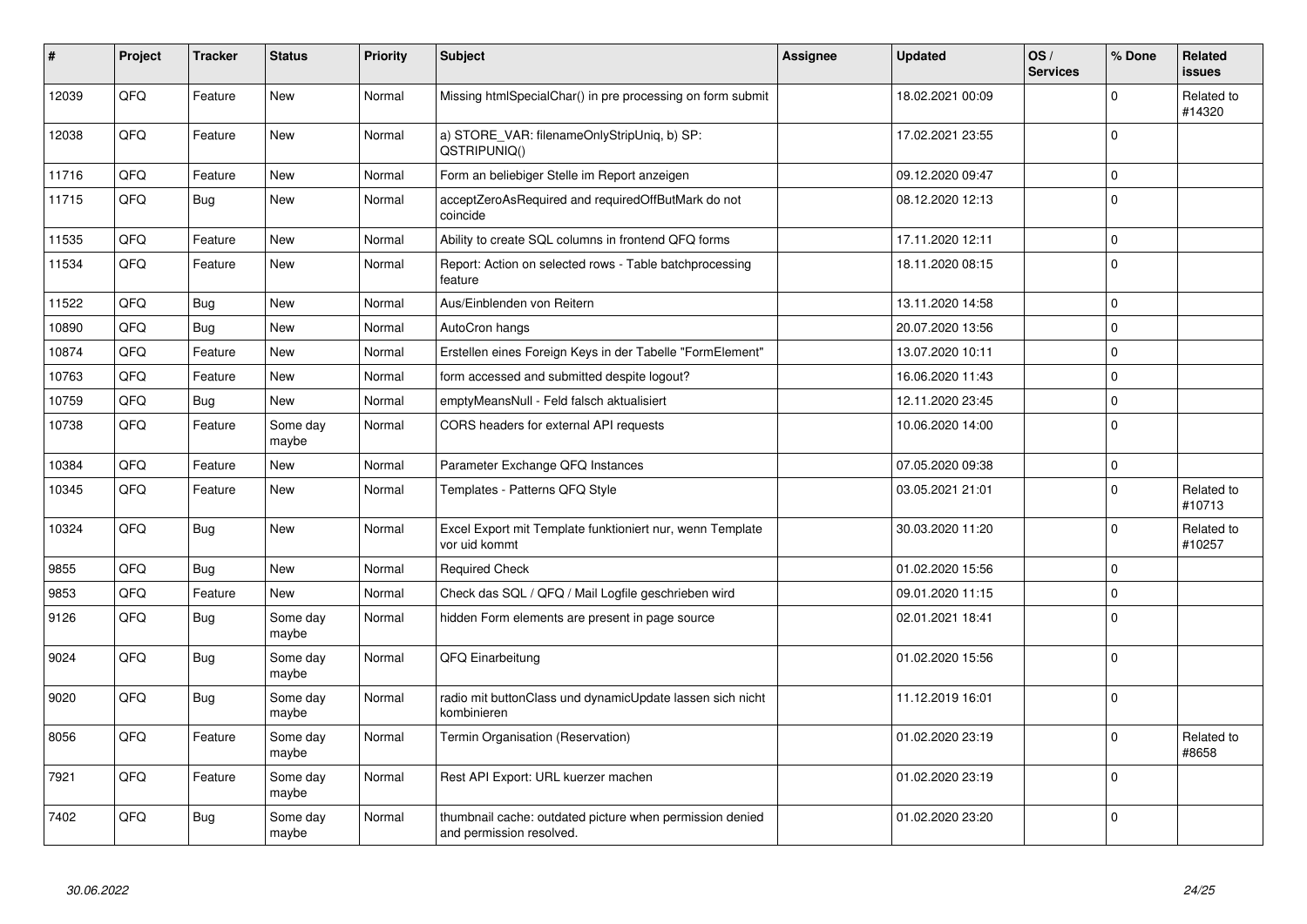| # | Project | Tracker | Status | Priority | Subject | Assignee | Updated | OS / Services | % Done | Related issues |
|---|---|---|---|---|---|---|---|---|---|---|
| 12039 | QFQ | Feature | New | Normal | Missing htmlSpecialChar() in pre processing on form submit | | 18.02.2021 00:09 | | 0 | Related to #14320 |
| 12038 | QFQ | Feature | New | Normal | a) STORE_VAR: filenameOnlyStripUniq, b) SP: QSTRIPUNIQ() | | 17.02.2021 23:55 | | 0 | |
| 11716 | QFQ | Feature | New | Normal | Form an beliebiger Stelle im Report anzeigen | | 09.12.2020 09:47 | | 0 | |
| 11715 | QFQ | Bug | New | Normal | acceptZeroAsRequired and requiredOffButMark do not coincide | | 08.12.2020 12:13 | | 0 | |
| 11535 | QFQ | Feature | New | Normal | Ability to create SQL columns in frontend QFQ forms | | 17.11.2020 12:11 | | 0 | |
| 11534 | QFQ | Feature | New | Normal | Report: Action on selected rows - Table batchprocessing feature | | 18.11.2020 08:15 | | 0 | |
| 11522 | QFQ | Bug | New | Normal | Aus/Einblenden von Reitern | | 13.11.2020 14:58 | | 0 | |
| 10890 | QFQ | Bug | New | Normal | AutoCron hangs | | 20.07.2020 13:56 | | 0 | |
| 10874 | QFQ | Feature | New | Normal | Erstellen eines Foreign Keys in der Tabelle "FormElement" | | 13.07.2020 10:11 | | 0 | |
| 10763 | QFQ | Feature | New | Normal | form accessed and submitted despite logout? | | 16.06.2020 11:43 | | 0 | |
| 10759 | QFQ | Bug | New | Normal | emptyMeansNull - Feld falsch aktualisiert | | 12.11.2020 23:45 | | 0 | |
| 10738 | QFQ | Feature | Some day maybe | Normal | CORS headers for external API requests | | 10.06.2020 14:00 | | 0 | |
| 10384 | QFQ | Feature | New | Normal | Parameter Exchange QFQ Instances | | 07.05.2020 09:38 | | 0 | |
| 10345 | QFQ | Feature | New | Normal | Templates - Patterns QFQ Style | | 03.05.2021 21:01 | | 0 | Related to #10713 |
| 10324 | QFQ | Bug | New | Normal | Excel Export mit Template funktioniert nur, wenn Template vor uid kommt | | 30.03.2020 11:20 | | 0 | Related to #10257 |
| 9855 | QFQ | Bug | New | Normal | Required Check | | 01.02.2020 15:56 | | 0 | |
| 9853 | QFQ | Feature | New | Normal | Check das SQL / QFQ / Mail Logfile geschrieben wird | | 09.01.2020 11:15 | | 0 | |
| 9126 | QFQ | Bug | Some day maybe | Normal | hidden Form elements are present in page source | | 02.01.2021 18:41 | | 0 | |
| 9024 | QFQ | Bug | Some day maybe | Normal | QFQ Einarbeitung | | 01.02.2020 15:56 | | 0 | |
| 9020 | QFQ | Bug | Some day maybe | Normal | radio mit buttonClass und dynamicUpdate lassen sich nicht kombinieren | | 11.12.2019 16:01 | | 0 | |
| 8056 | QFQ | Feature | Some day maybe | Normal | Termin Organisation (Reservation) | | 01.02.2020 23:19 | | 0 | Related to #8658 |
| 7921 | QFQ | Feature | Some day maybe | Normal | Rest API Export: URL kuerzer machen | | 01.02.2020 23:19 | | 0 | |
| 7402 | QFQ | Bug | Some day maybe | Normal | thumbnail cache: outdated picture when permission denied and permission resolved. | | 01.02.2020 23:20 | | 0 | |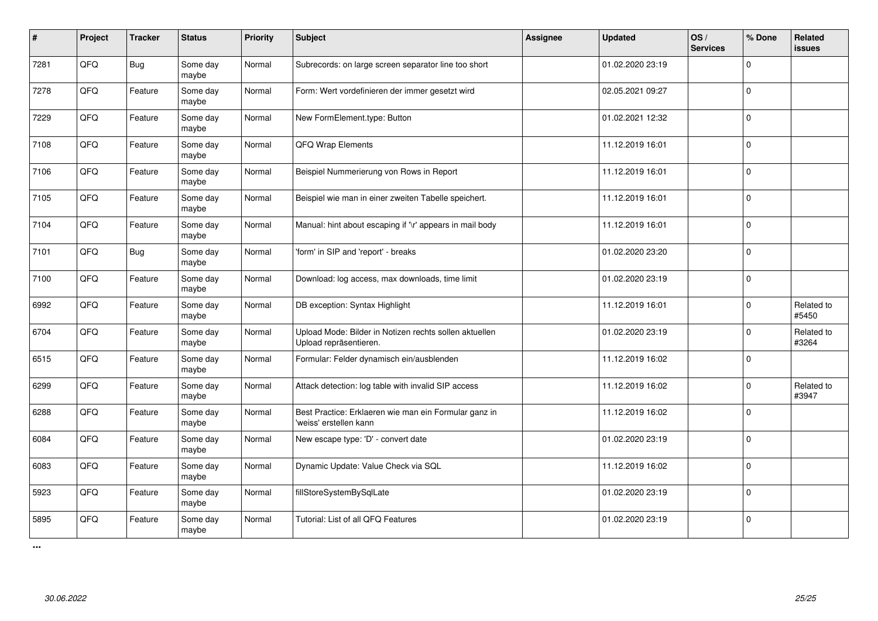| # | Project | Tracker | Status | Priority | Subject | Assignee | Updated | OS / Services | % Done | Related issues |
|---|---|---|---|---|---|---|---|---|---|---|
| 7281 | QFQ | Bug | Some day maybe | Normal | Subrecords: on large screen separator line too short | | 01.02.2020 23:19 | | 0 | |
| 7278 | QFQ | Feature | Some day maybe | Normal | Form: Wert vordefinieren der immer gesetzt wird | | 02.05.2021 09:27 | | 0 | |
| 7229 | QFQ | Feature | Some day maybe | Normal | New FormElement.type: Button | | 01.02.2021 12:32 | | 0 | |
| 7108 | QFQ | Feature | Some day maybe | Normal | QFQ Wrap Elements | | 11.12.2019 16:01 | | 0 | |
| 7106 | QFQ | Feature | Some day maybe | Normal | Beispiel Nummerierung von Rows in Report | | 11.12.2019 16:01 | | 0 | |
| 7105 | QFQ | Feature | Some day maybe | Normal | Beispiel wie man in einer zweiten Tabelle speichert. | | 11.12.2019 16:01 | | 0 | |
| 7104 | QFQ | Feature | Some day maybe | Normal | Manual: hint about escaping if '\r' appears in mail body | | 11.12.2019 16:01 | | 0 | |
| 7101 | QFQ | Bug | Some day maybe | Normal | 'form' in SIP and 'report' - breaks | | 01.02.2020 23:20 | | 0 | |
| 7100 | QFQ | Feature | Some day maybe | Normal | Download: log access, max downloads, time limit | | 01.02.2020 23:19 | | 0 | |
| 6992 | QFQ | Feature | Some day maybe | Normal | DB exception: Syntax Highlight | | 11.12.2019 16:01 | | 0 | Related to #5450 |
| 6704 | QFQ | Feature | Some day maybe | Normal | Upload Mode: Bilder in Notizen rechts sollen aktuellen Upload repräsentieren. | | 01.02.2020 23:19 | | 0 | Related to #3264 |
| 6515 | QFQ | Feature | Some day maybe | Normal | Formular: Felder dynamisch ein/ausblenden | | 11.12.2019 16:02 | | 0 | |
| 6299 | QFQ | Feature | Some day maybe | Normal | Attack detection: log table with invalid SIP access | | 11.12.2019 16:02 | | 0 | Related to #3947 |
| 6288 | QFQ | Feature | Some day maybe | Normal | Best Practice: Erklaeren wie man ein Formular ganz in 'weiss' erstellen kann | | 11.12.2019 16:02 | | 0 | |
| 6084 | QFQ | Feature | Some day maybe | Normal | New escape type: 'D' - convert date | | 01.02.2020 23:19 | | 0 | |
| 6083 | QFQ | Feature | Some day maybe | Normal | Dynamic Update: Value Check via SQL | | 11.12.2019 16:02 | | 0 | |
| 5923 | QFQ | Feature | Some day maybe | Normal | fillStoreSystemBySqlLate | | 01.02.2020 23:19 | | 0 | |
| 5895 | QFQ | Feature | Some day maybe | Normal | Tutorial: List of all QFQ Features | | 01.02.2020 23:19 | | 0 | |

...